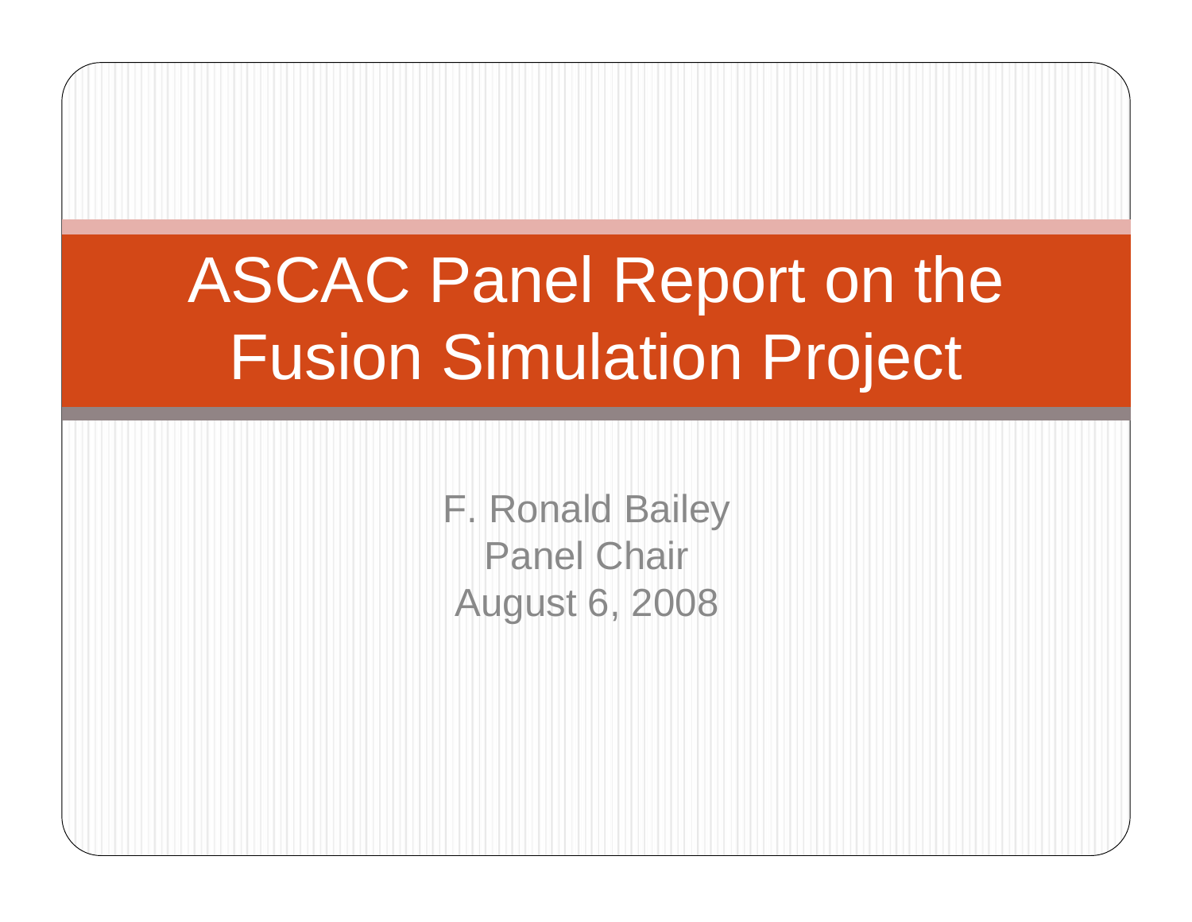# ASCAC Panel Report on the Fusion Simulation Project

F. Ronald Bailey
Panel Chair
August 6, 2008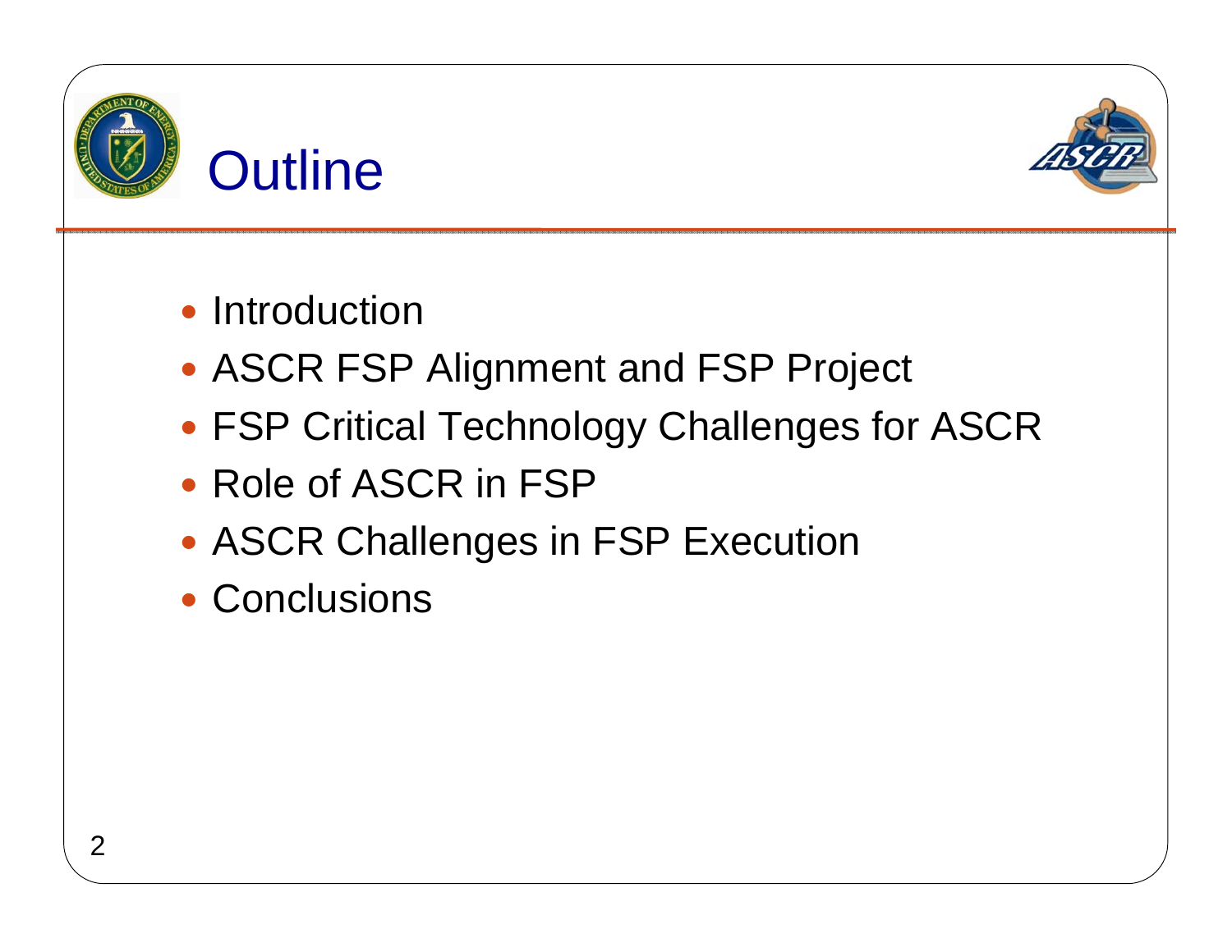# Outline

- Introduction
- ASCR FSP Alignment and FSP Project
- FSP Critical Technology Challenges for ASCR
- Role of ASCR in FSP
- ASCR Challenges in FSP Execution
- Conclusions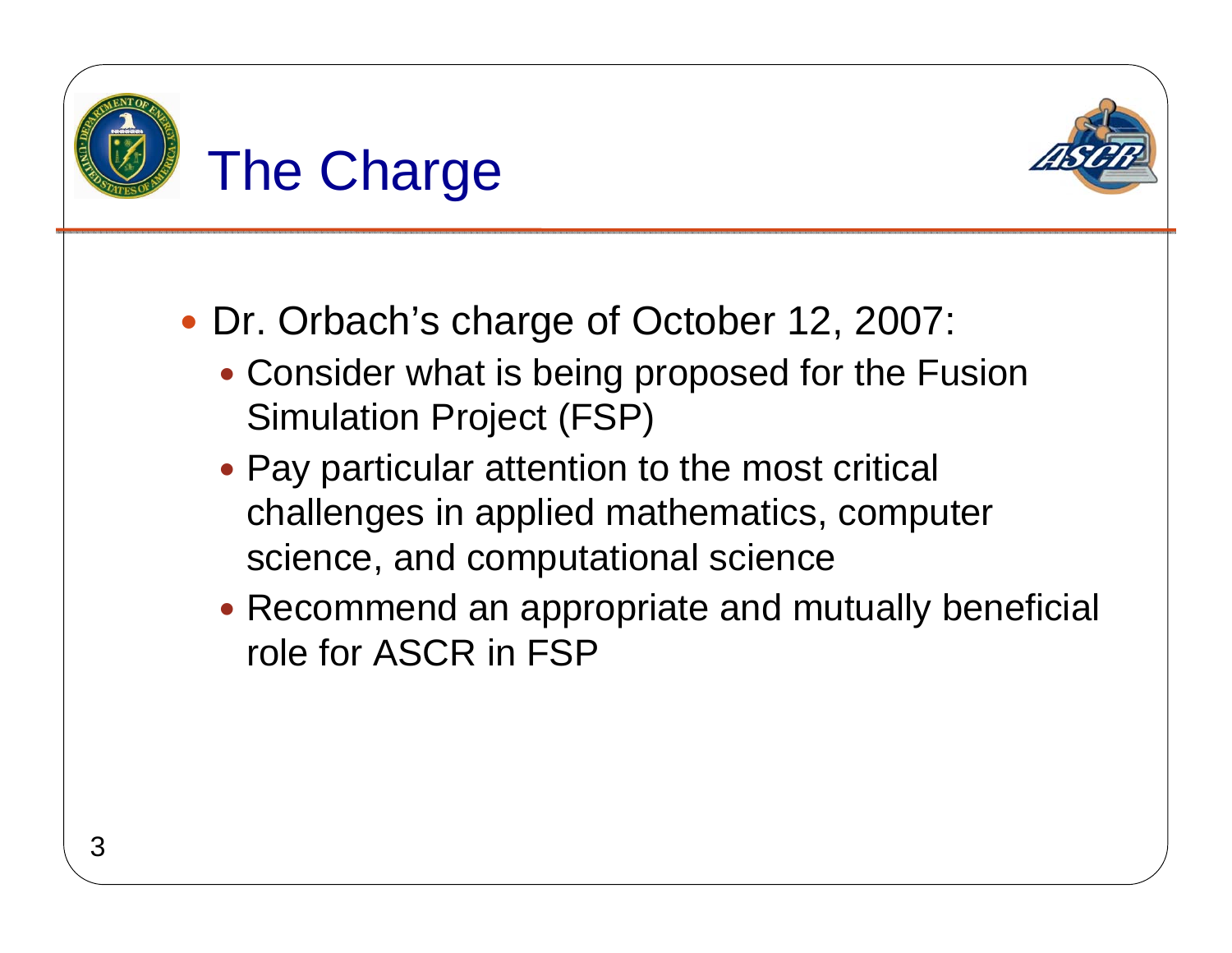# The Charge

- Dr. Orbach's charge of October 12, 2007:
  - Consider what is being proposed for the Fusion Simulation Project (FSP)
  - Pay particular attention to the most critical challenges in applied mathematics, computer science, and computational science
  - Recommend an appropriate and mutually beneficial role for ASCR in FSP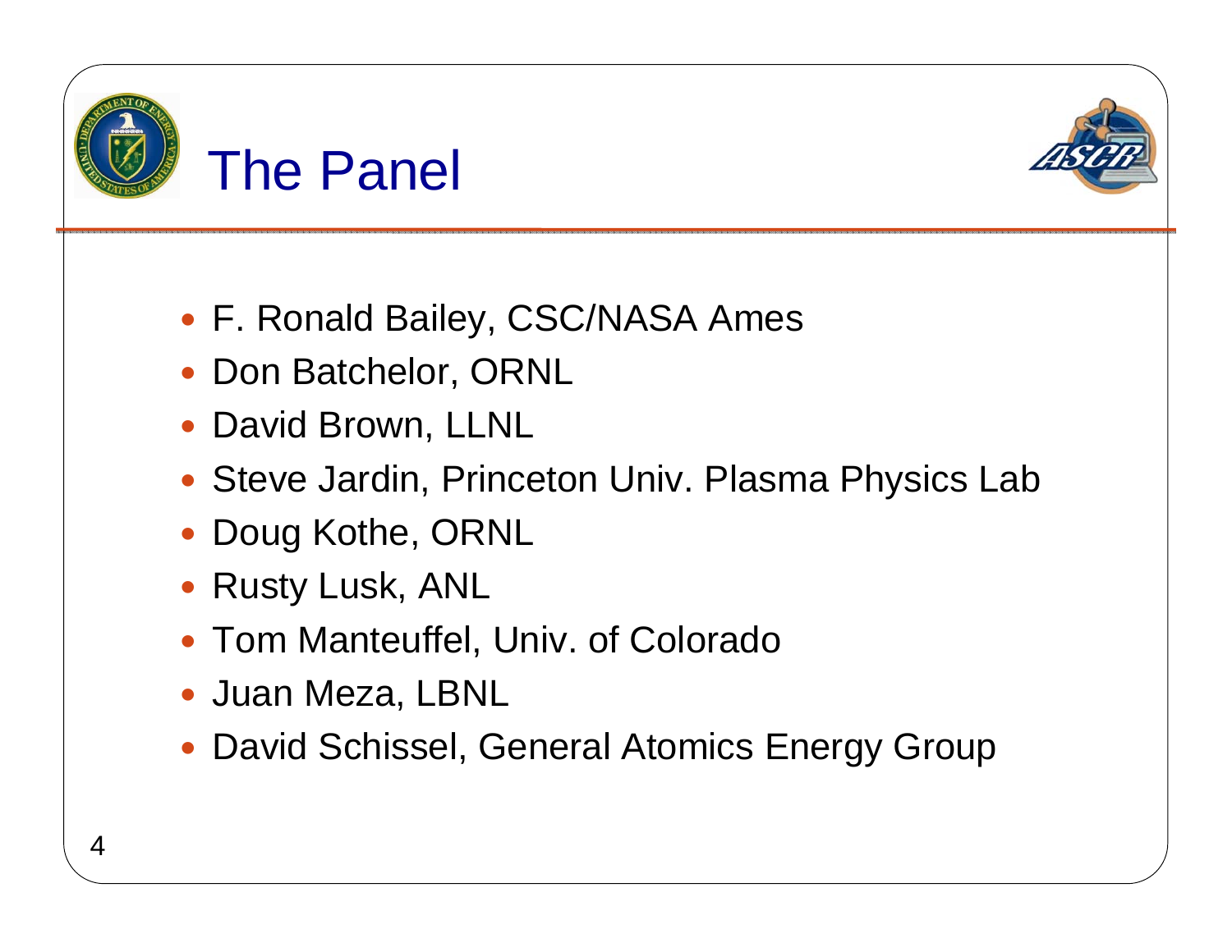# The Panel

- F. Ronald Bailey, CSC/NASA Ames
- Don Batchelor, ORNL
- David Brown, LLNL
- Steve Jardin, Princeton Univ. Plasma Physics Lab
- Doug Kothe, ORNL
- Rusty Lusk, ANL
- Tom Manteuffel, Univ. of Colorado
- Juan Meza, LBNL
- David Schissel, General Atomics Energy Group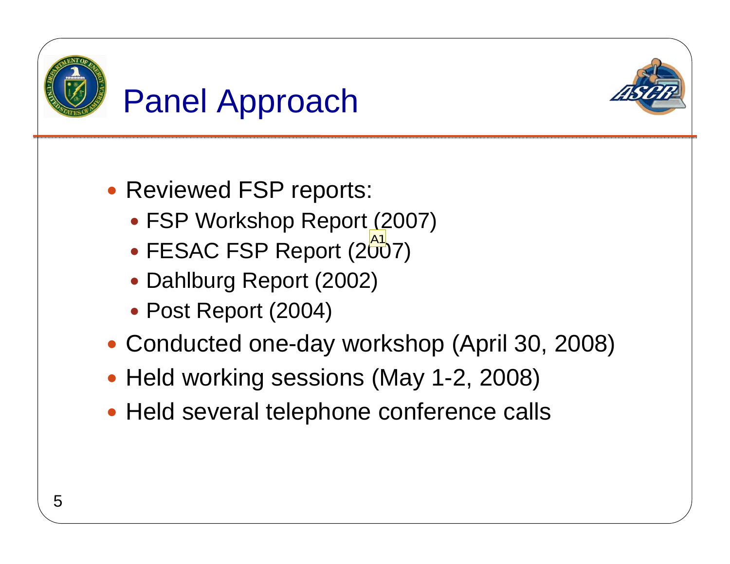# Panel Approach

- Reviewed FSP reports:
  - FSP Workshop Report (2007)
  - FESAC FSP Report (2007)
  - Dahlburg Report (2002)
  - Post Report (2004)
- Conducted one-day workshop (April 30, 2008)
- Held working sessions (May 1-2, 2008)
- Held several telephone conference calls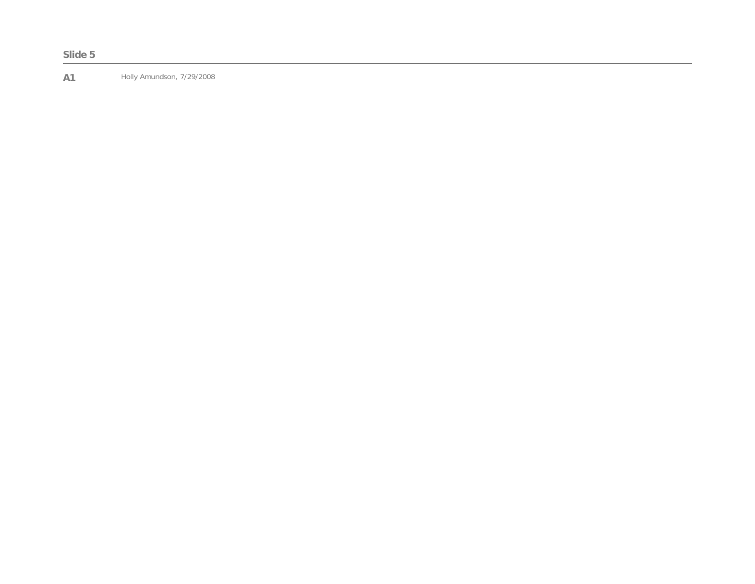**Slide 5**

---

**A1** Holly Amundson, 7/29/2008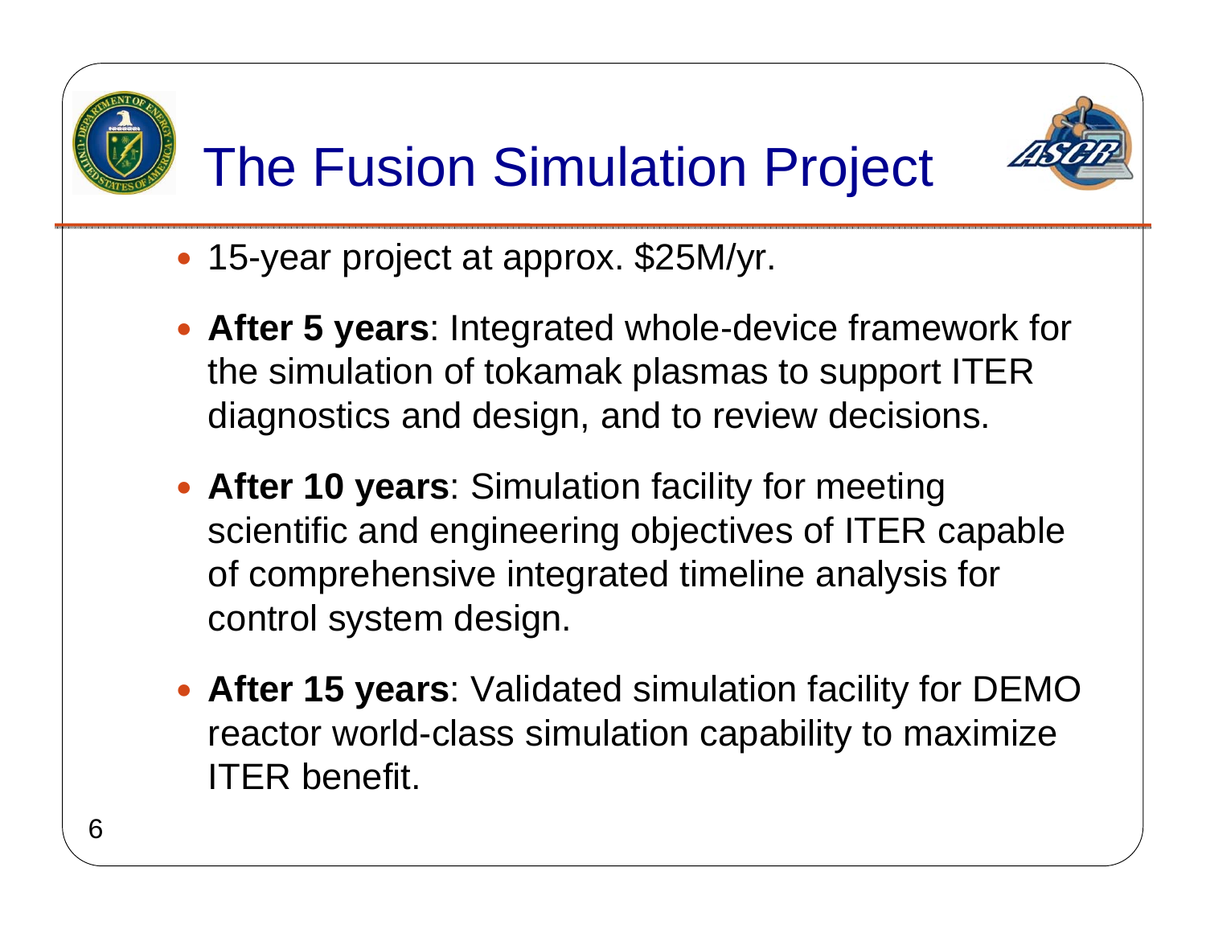# The Fusion Simulation Project

- 15-year project at approx. $25M/yr.
- **After 5 years**: Integrated whole-device framework for the simulation of tokamak plasmas to support ITER diagnostics and design, and to review decisions.
- **After 10 years**: Simulation facility for meeting scientific and engineering objectives of ITER capable of comprehensive integrated timeline analysis for control system design.
- **After 15 years**: Validated simulation facility for DEMO reactor world-class simulation capability to maximize ITER benefit.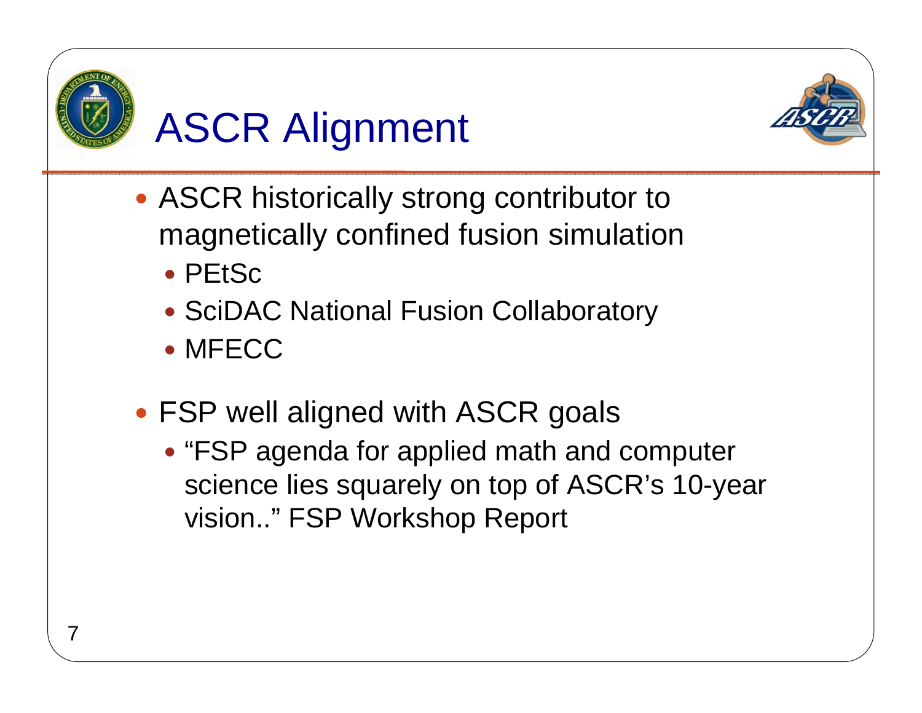# ASCR Alignment

- ASCR historically strong contributor to magnetically confined fusion simulation
  - PEtSc
  - SciDAC National Fusion Collaboratory
  - MFECC
- FSP well aligned with ASCR goals
  - "FSP agenda for applied math and computer science lies squarely on top of ASCR's 10-year vision.." FSP Workshop Report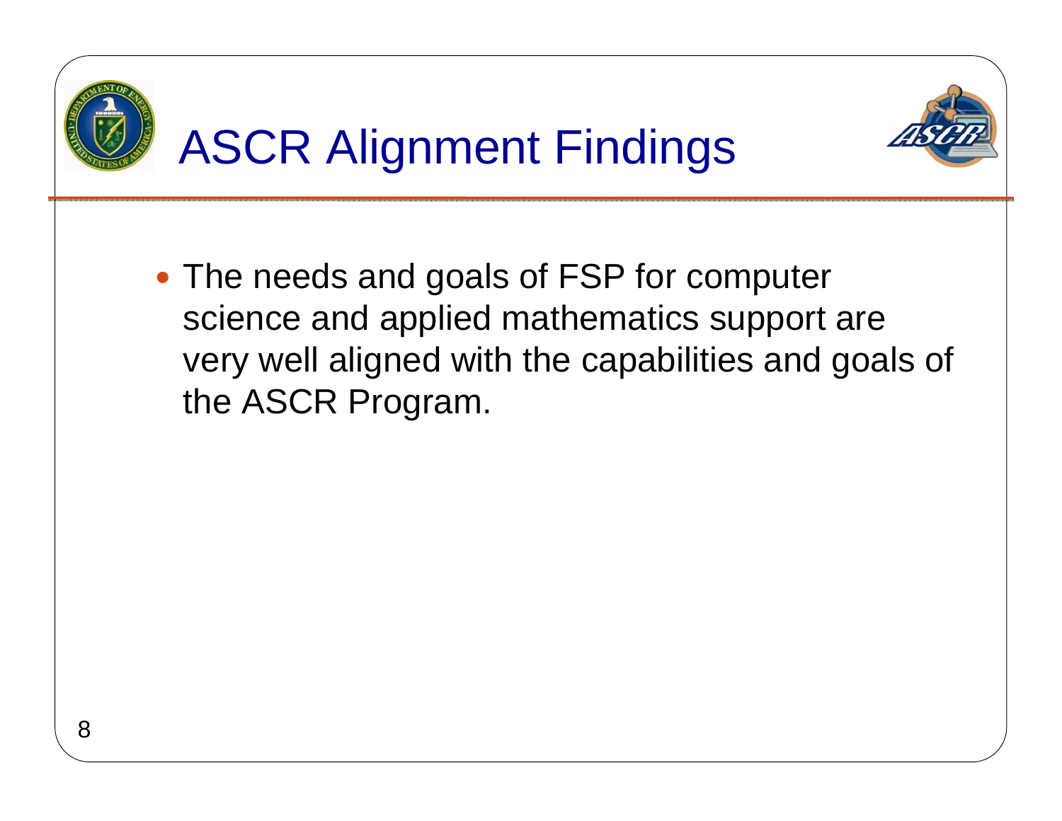# ASCR Alignment Findings

- The needs and goals of FSP for computer science and applied mathematics support are very well aligned with the capabilities and goals of the ASCR Program.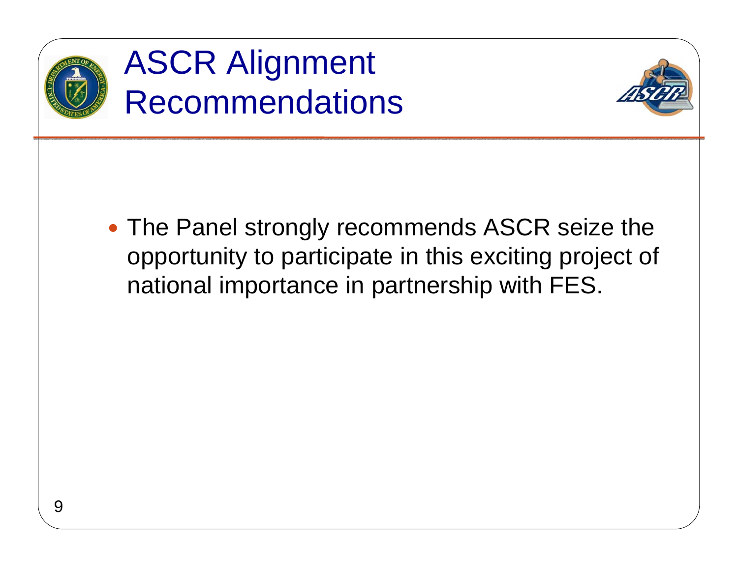# ASCR Alignment Recommendations

- The Panel strongly recommends ASCR seize the opportunity to participate in this exciting project of national importance in partnership with FES.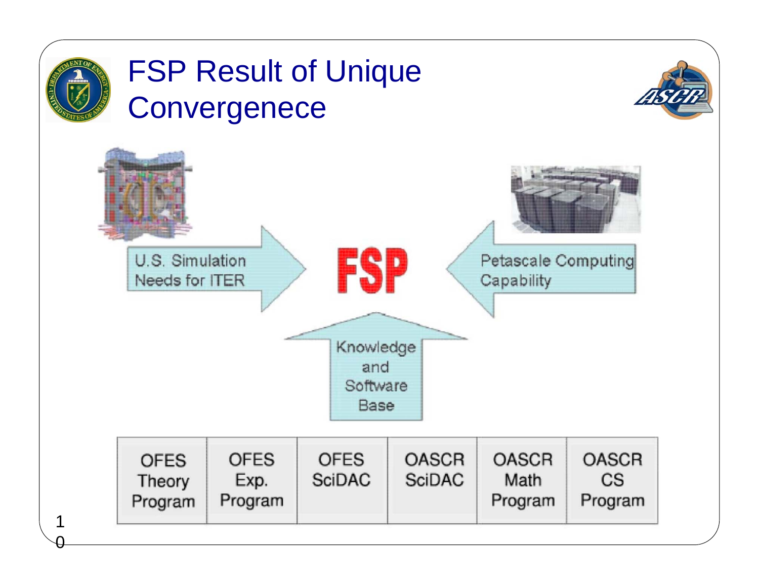# FSP Result of Unique Convergenece

U.S. Simulation Needs for ITER

**FSP**

Petascale Computing Capability

Knowledge and Software Base

| OFES Theory Program | OFES Exp. Program | OFES SciDAC | OASCR SciDAC | OASCR Math Program | OASCR CS Program |
|---|---|---|---|---|---|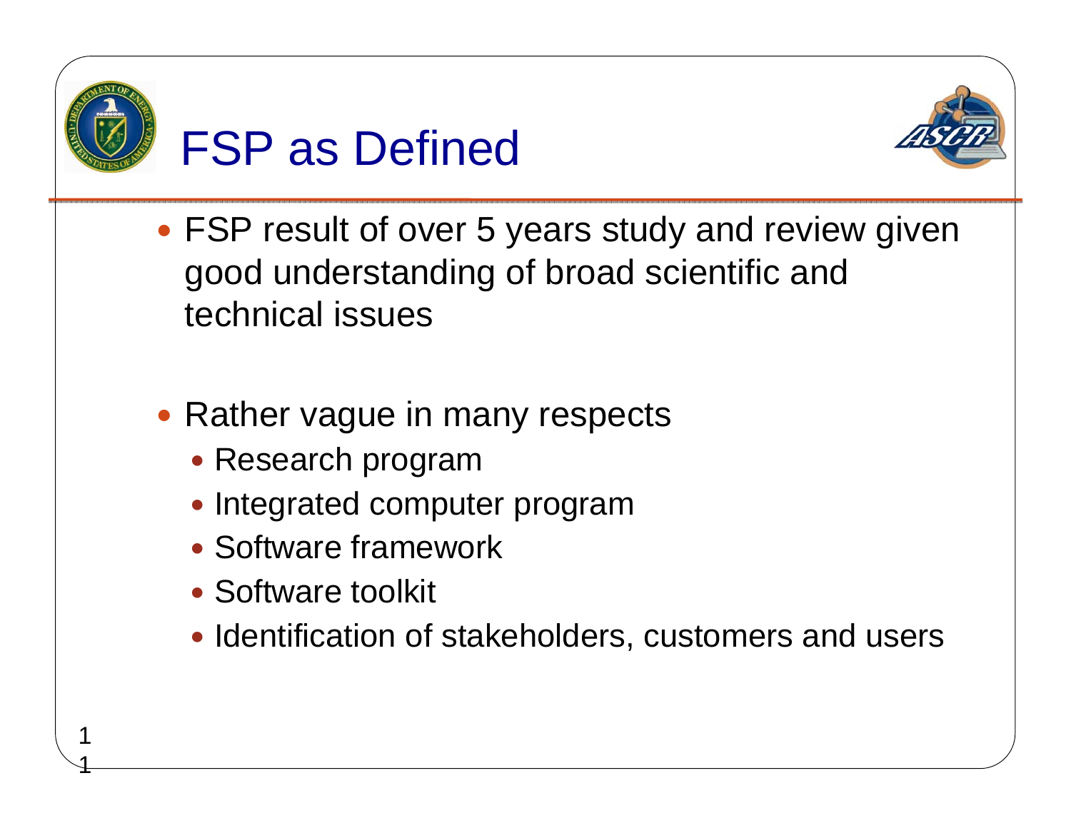# FSP as Defined

- FSP result of over 5 years study and review given good understanding of broad scientific and technical issues

- Rather vague in many respects
  - Research program
  - Integrated computer program
  - Software framework
  - Software toolkit
  - Identification of stakeholders, customers and users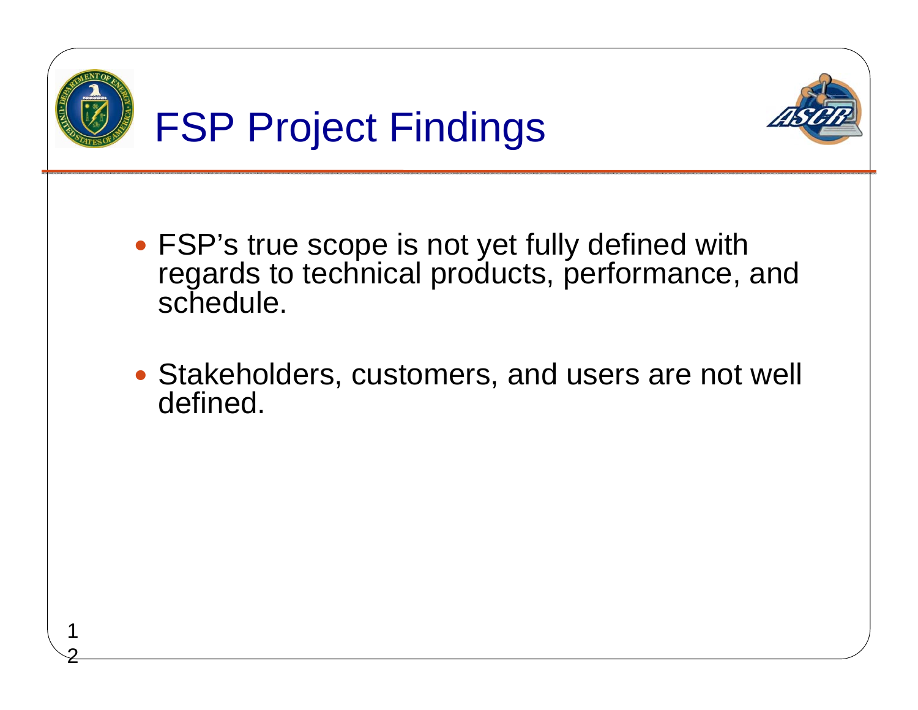# FSP Project Findings

- FSP's true scope is not yet fully defined with regards to technical products, performance, and schedule.
- Stakeholders, customers, and users are not well defined.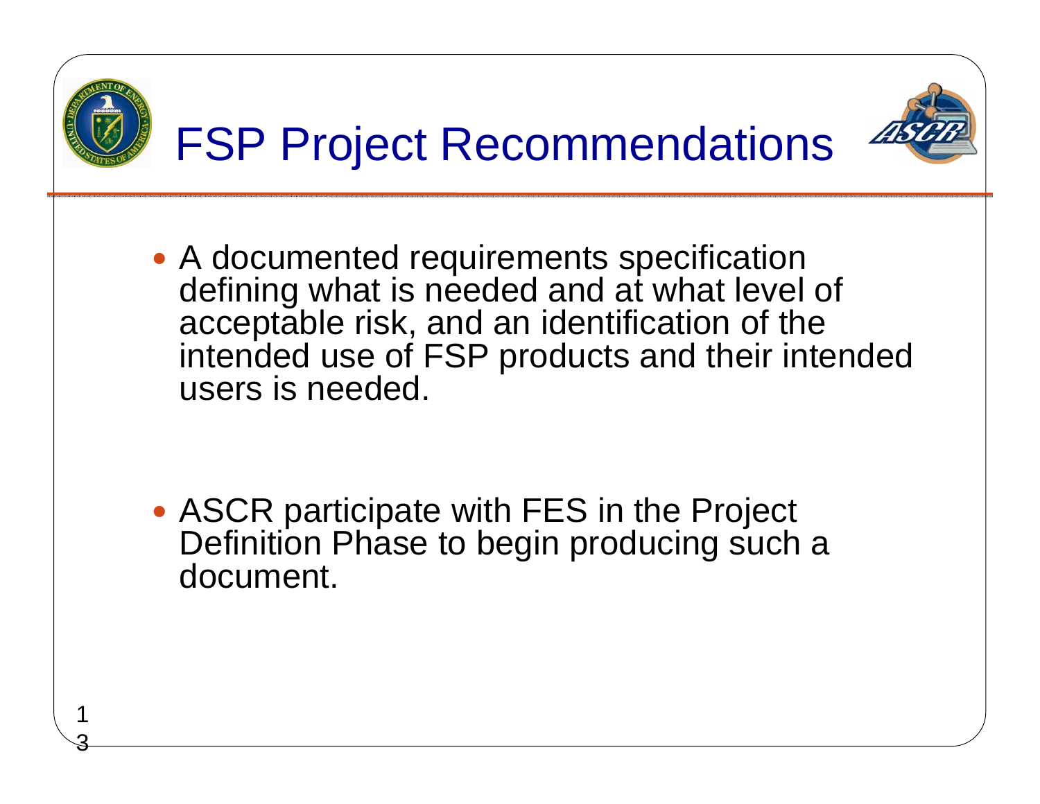# FSP Project Recommendations

- A documented requirements specification defining what is needed and at what level of acceptable risk, and an identification of the intended use of FSP products and their intended users is needed.

- ASCR participate with FES in the Project Definition Phase to begin producing such a document.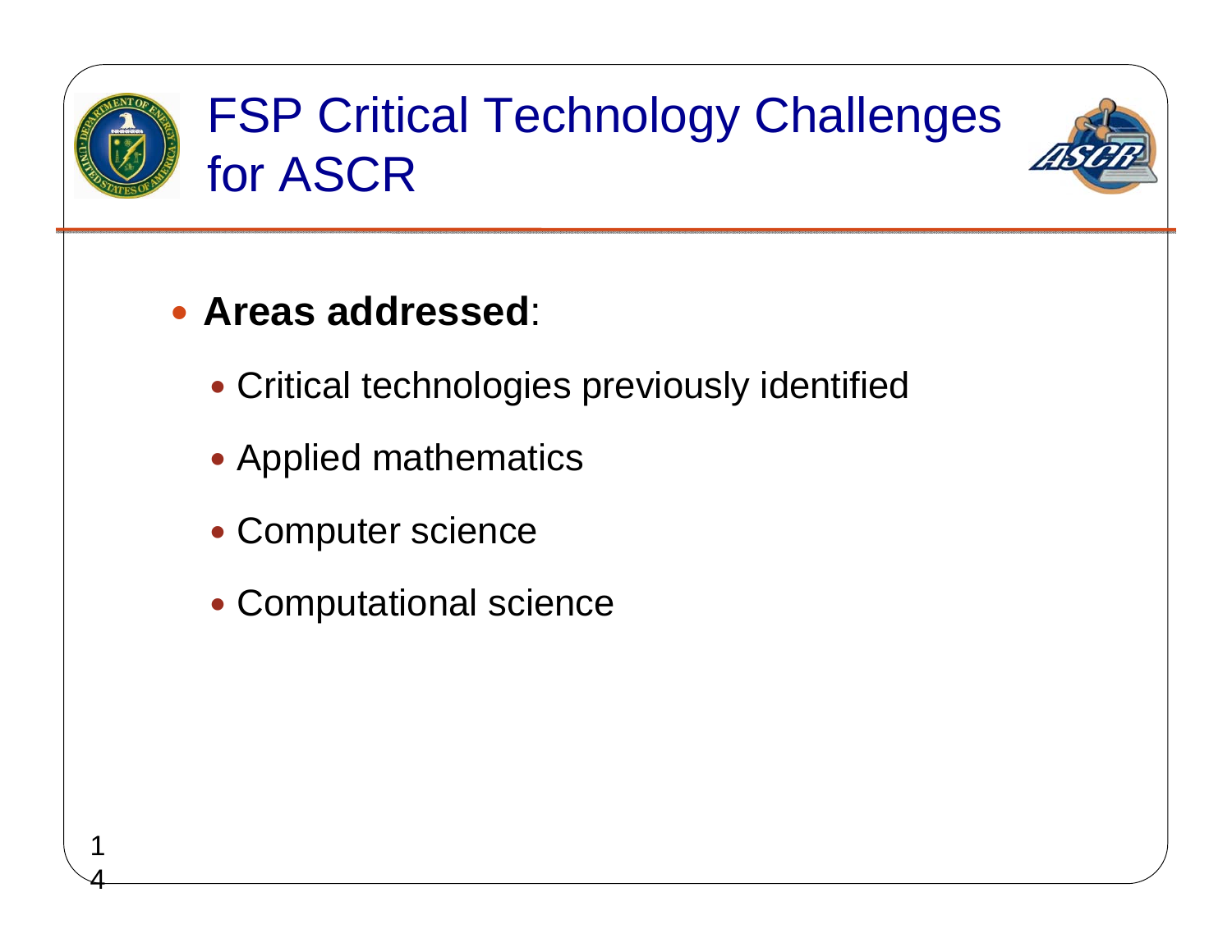# FSP Critical Technology Challenges for ASCR

- **Areas addressed**:
  - Critical technologies previously identified
  - Applied mathematics
  - Computer science
  - Computational science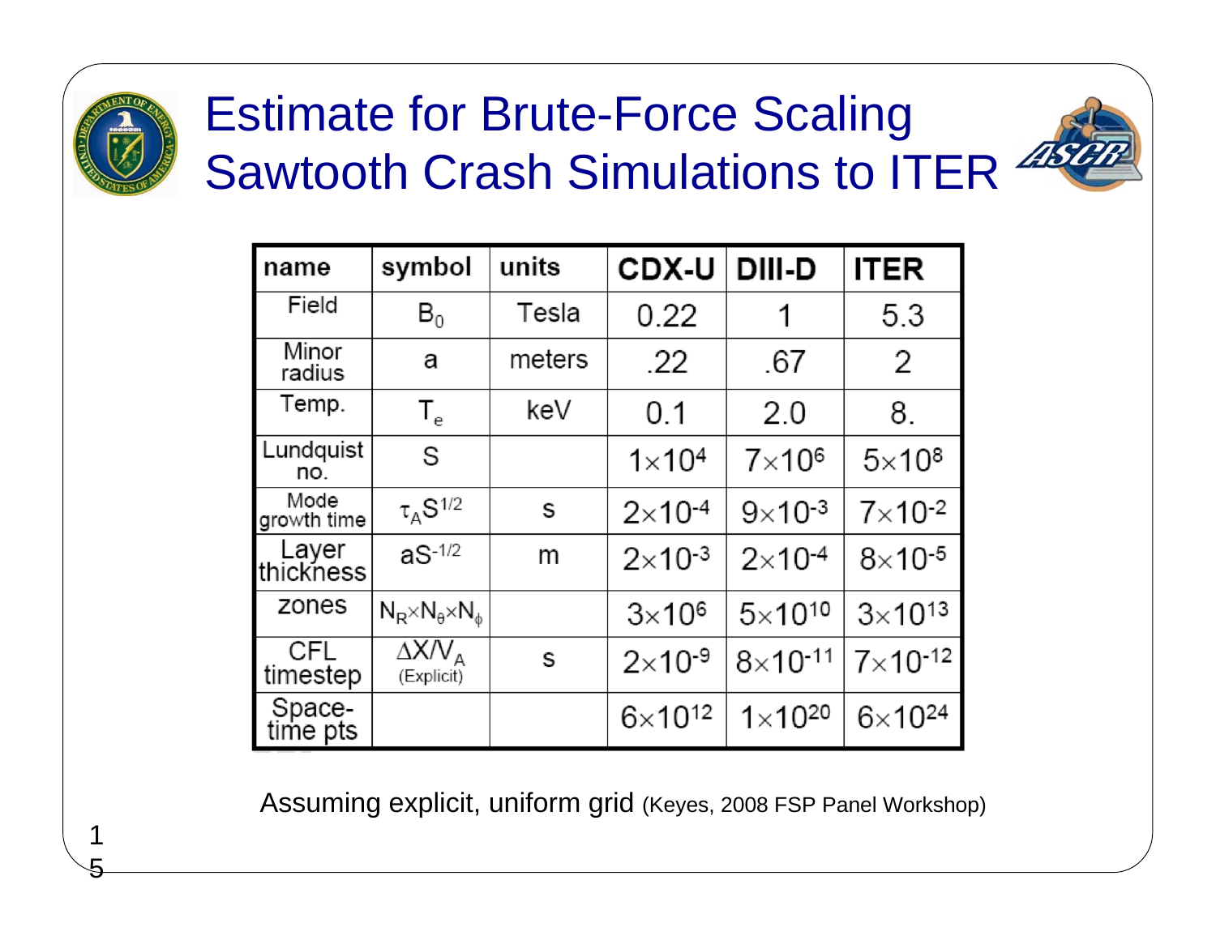# Estimate for Brute-Force Scaling Sawtooth Crash Simulations to ITER

| name | symbol | units | CDX-U | DIII-D | ITER |
|---|---|---|---|---|---|
| Field | $B_0$ | Tesla | 0.22 | 1 | 5.3 |
| Minor radius | a | meters | .22 | .67 | 2 |
| Temp. | $T_e$ | keV | 0.1 | 2.0 | 8. |
| Lundquist no. | S | | $1\times10^4$ | $7\times10^6$ | $5\times10^8$ |
| Mode growth time | $\tau_A S^{1/2}$ | s | $2\times10^{-4}$ | $9\times10^{-3}$ | $7\times10^{-2}$ |
| Layer thickness | $aS^{-1/2}$ | m | $2\times10^{-3}$ | $2\times10^{-4}$ | $8\times10^{-5}$ |
| zones | $N_R\times N_\theta\times N_\phi$ | | $3\times10^6$ | $5\times10^{10}$ | $3\times10^{13}$ |
| CFL timestep | $\Delta X/V_A$ (Explicit) | s | $2\times10^{-9}$ | $8\times10^{-11}$ | $7\times10^{-12}$ |
| Space-time pts | | | $6\times10^{12}$ | $1\times10^{20}$ | $6\times10^{24}$ |

Assuming explicit, uniform grid (Keyes, 2008 FSP Panel Workshop)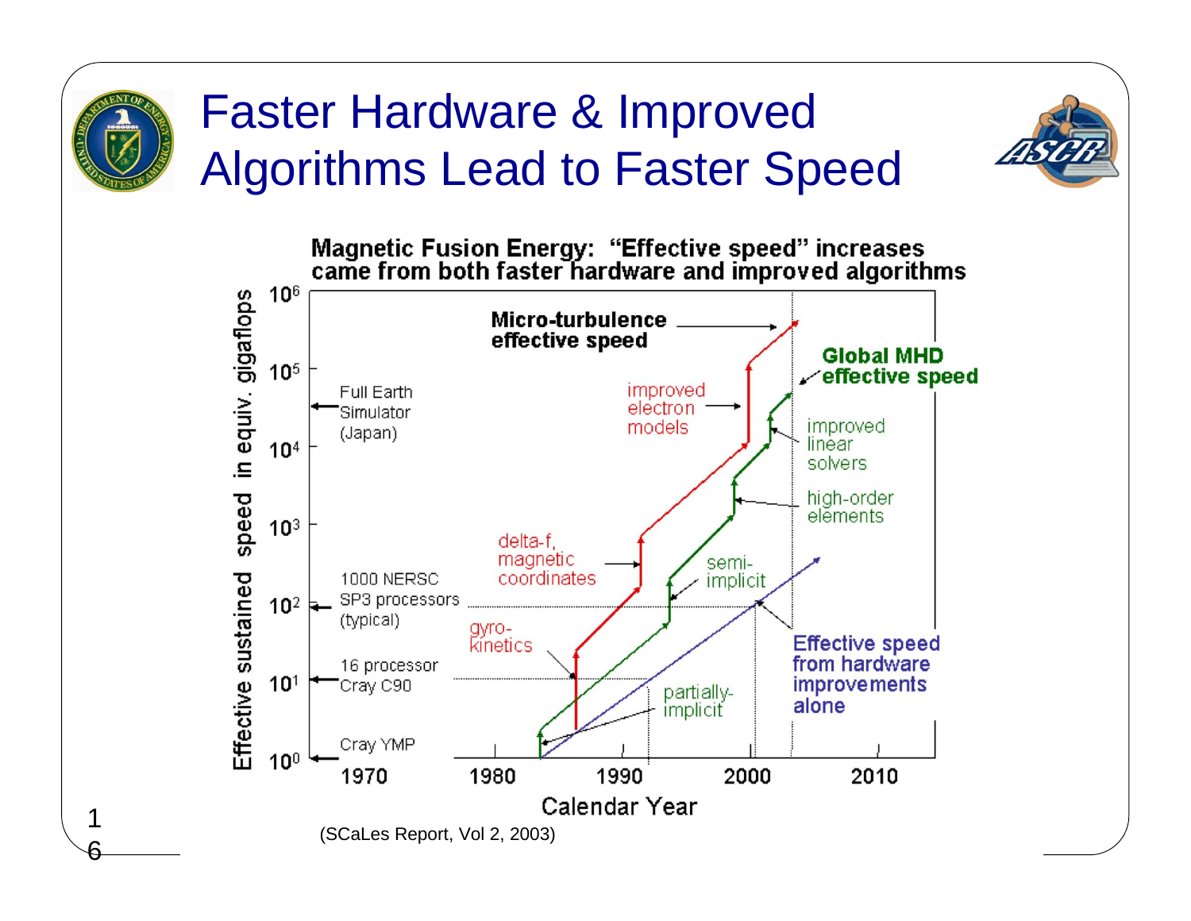# Faster Hardware & Improved Algorithms Lead to Faster Speed

**Magnetic Fusion Energy: "Effective speed" increases came from both faster hardware and improved algorithms**

(SCaLes Report, Vol 2, 2003)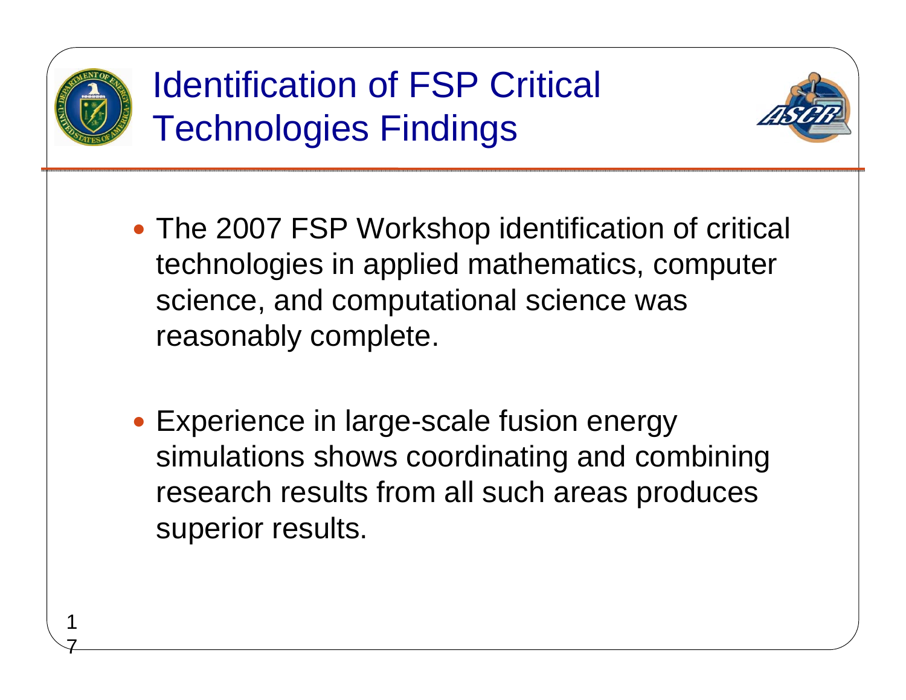# Identification of FSP Critical Technologies Findings

- The 2007 FSP Workshop identification of critical technologies in applied mathematics, computer science, and computational science was reasonably complete.
- Experience in large-scale fusion energy simulations shows coordinating and combining research results from all such areas produces superior results.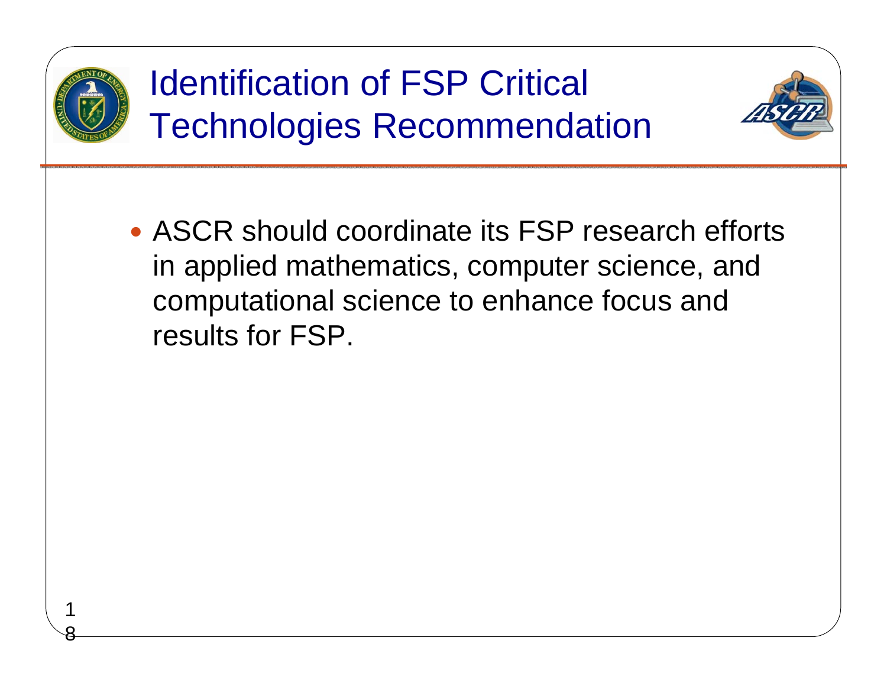# Identification of FSP Critical Technologies Recommendation

- ASCR should coordinate its FSP research efforts in applied mathematics, computer science, and computational science to enhance focus and results for FSP.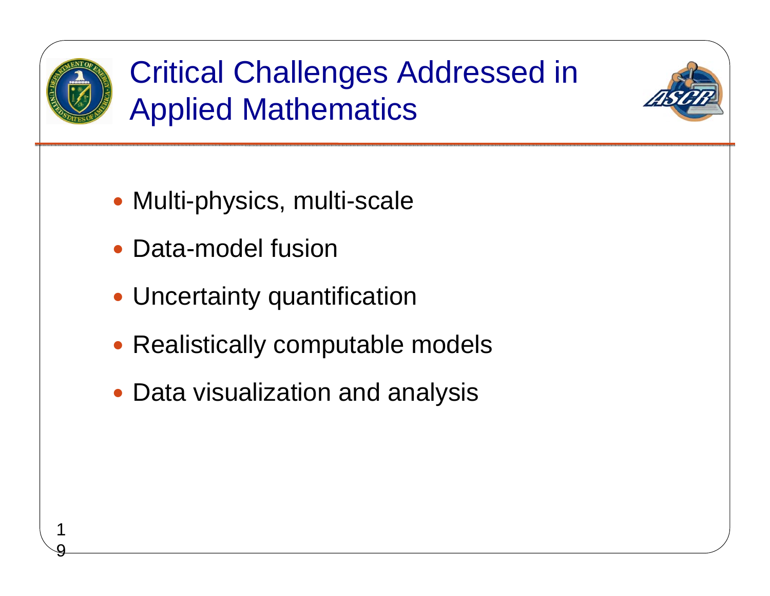# Critical Challenges Addressed in Applied Mathematics

- Multi-physics, multi-scale
- Data-model fusion
- Uncertainty quantification
- Realistically computable models
- Data visualization and analysis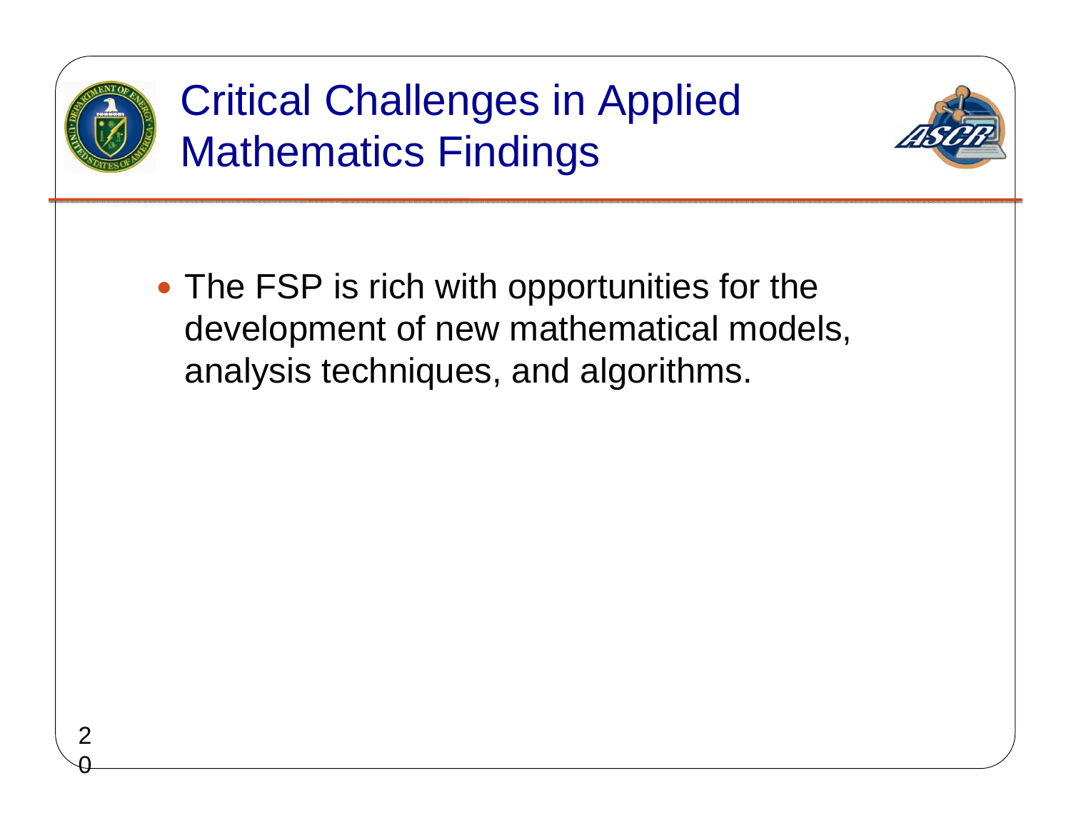# Critical Challenges in Applied Mathematics Findings

- The FSP is rich with opportunities for the development of new mathematical models, analysis techniques, and algorithms.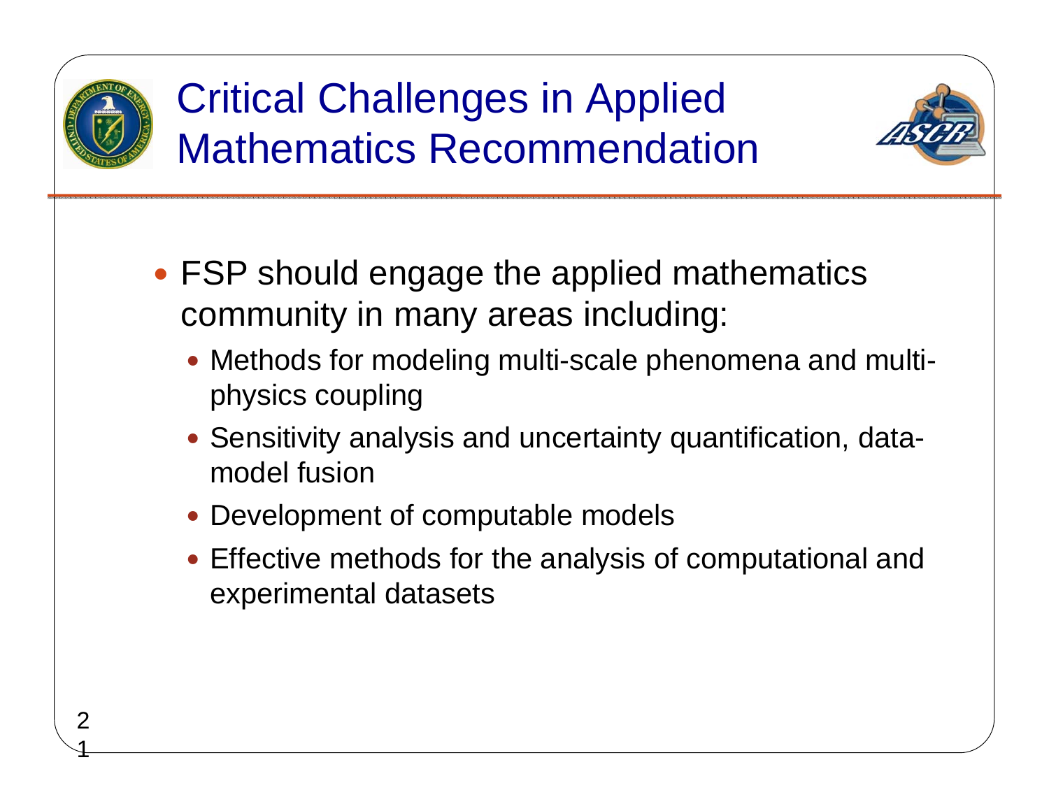# Critical Challenges in Applied Mathematics Recommendation

- FSP should engage the applied mathematics community in many areas including:
  - Methods for modeling multi-scale phenomena and multi-physics coupling
  - Sensitivity analysis and uncertainty quantification, data-model fusion
  - Development of computable models
  - Effective methods for the analysis of computational and experimental datasets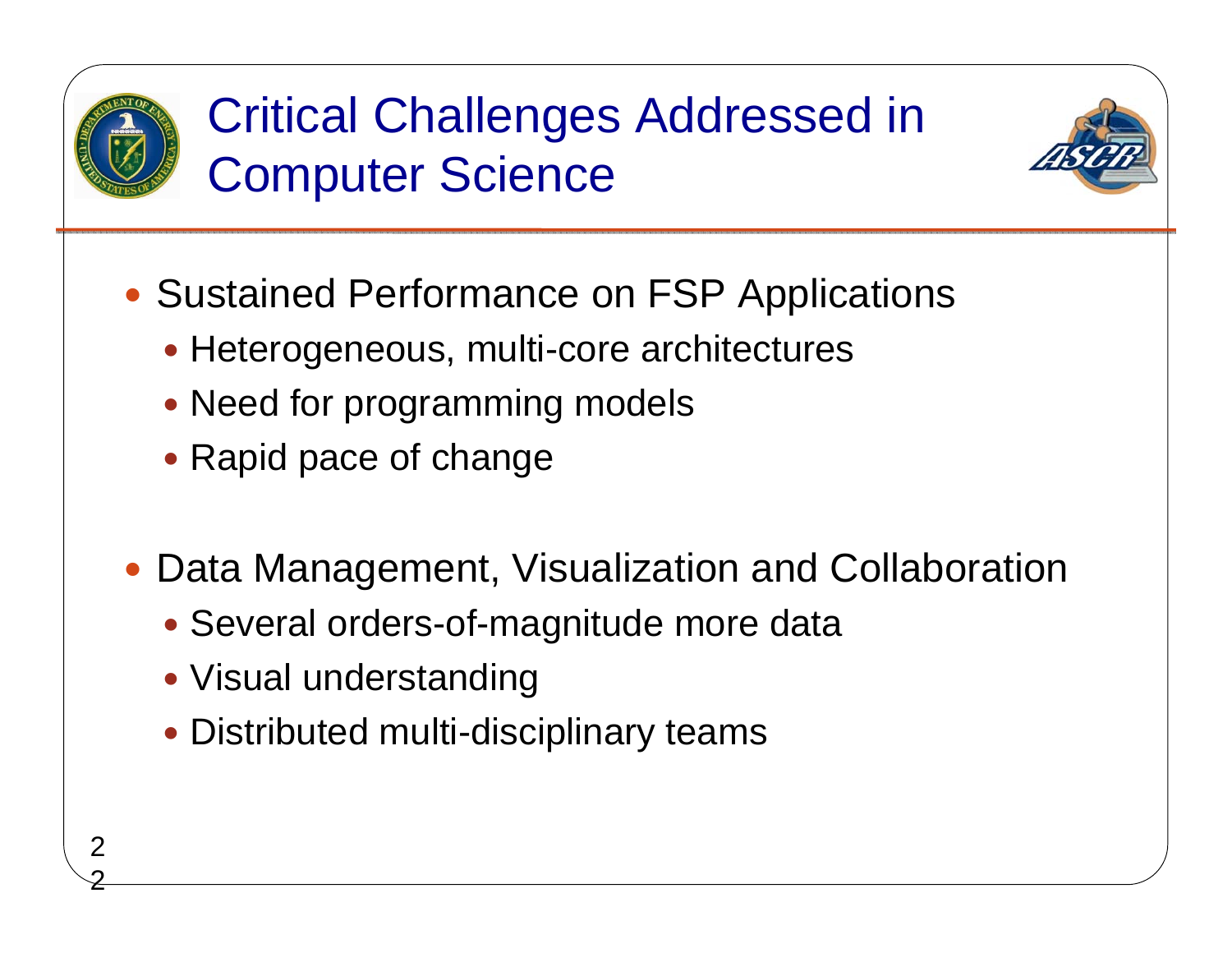# Critical Challenges Addressed in Computer Science

- Sustained Performance on FSP Applications
  - Heterogeneous, multi-core architectures
  - Need for programming models
  - Rapid pace of change
- Data Management, Visualization and Collaboration
  - Several orders-of-magnitude more data
  - Visual understanding
  - Distributed multi-disciplinary teams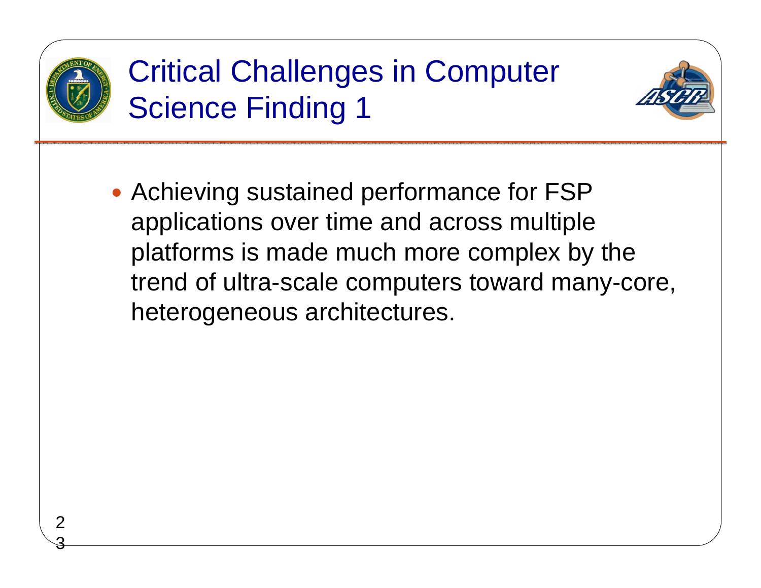# Critical Challenges in Computer Science Finding 1

- Achieving sustained performance for FSP applications over time and across multiple platforms is made much more complex by the trend of ultra-scale computers toward many-core, heterogeneous architectures.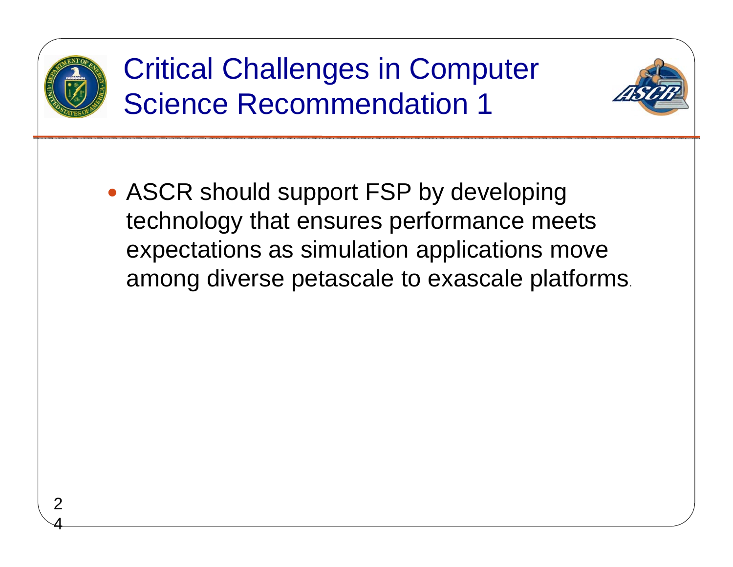# Critical Challenges in Computer Science Recommendation 1

- ASCR should support FSP by developing technology that ensures performance meets expectations as simulation applications move among diverse petascale to exascale platforms.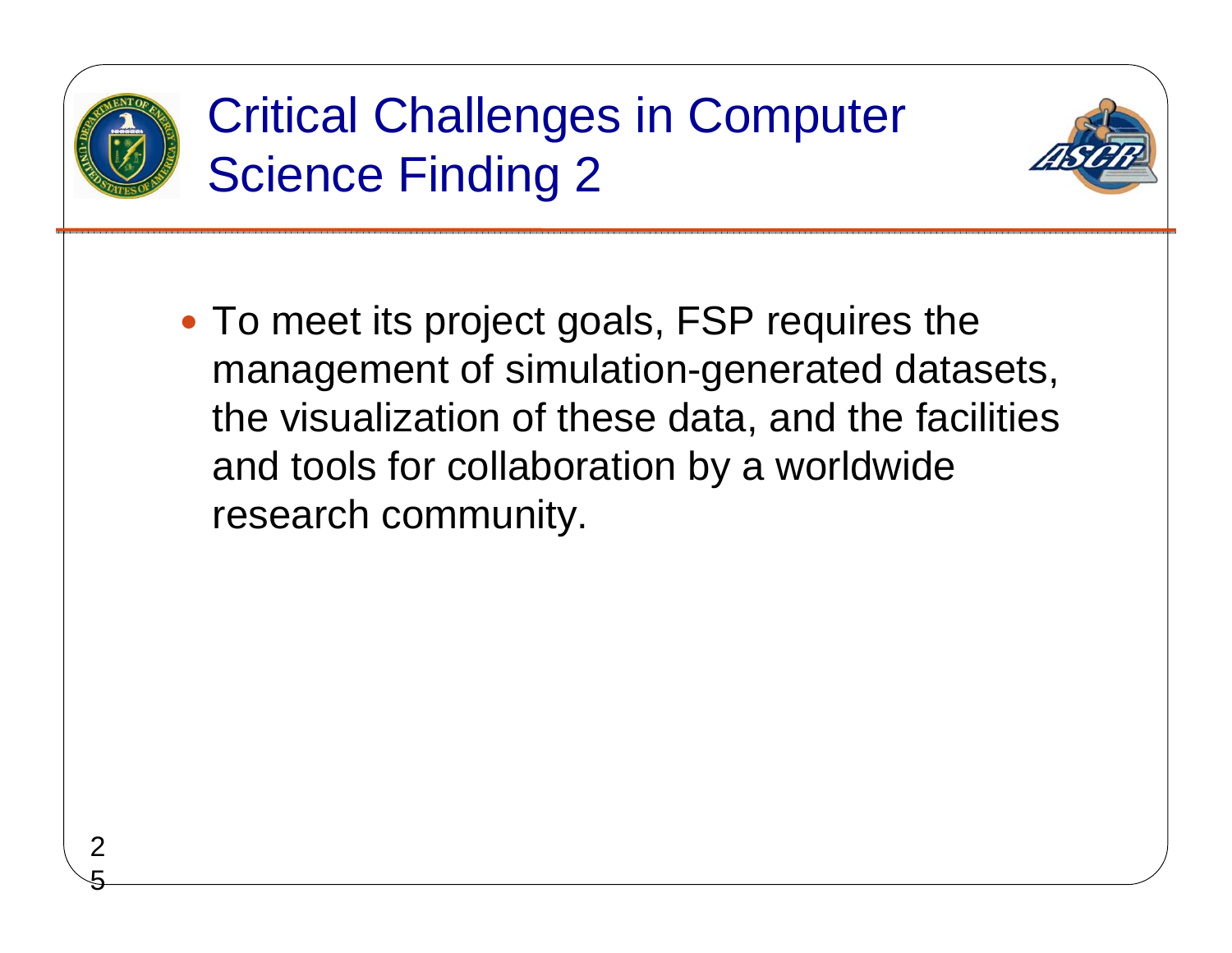# Critical Challenges in Computer Science Finding 2

- To meet its project goals, FSP requires the management of simulation-generated datasets, the visualization of these data, and the facilities and tools for collaboration by a worldwide research community.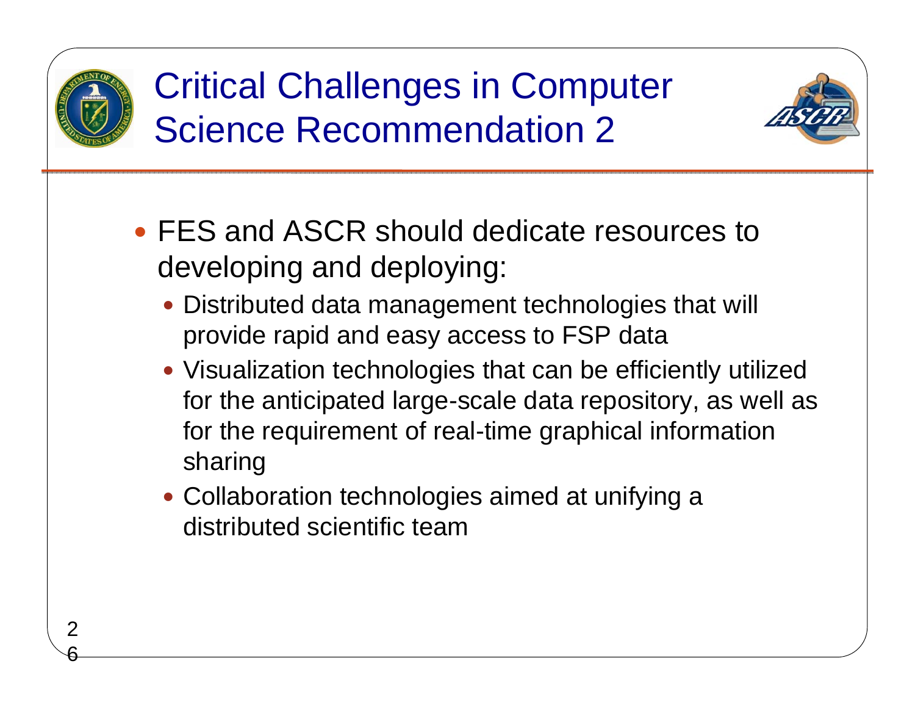# Critical Challenges in Computer Science Recommendation 2

- FES and ASCR should dedicate resources to developing and deploying:
  - Distributed data management technologies that will provide rapid and easy access to FSP data
  - Visualization technologies that can be efficiently utilized for the anticipated large-scale data repository, as well as for the requirement of real-time graphical information sharing
  - Collaboration technologies aimed at unifying a distributed scientific team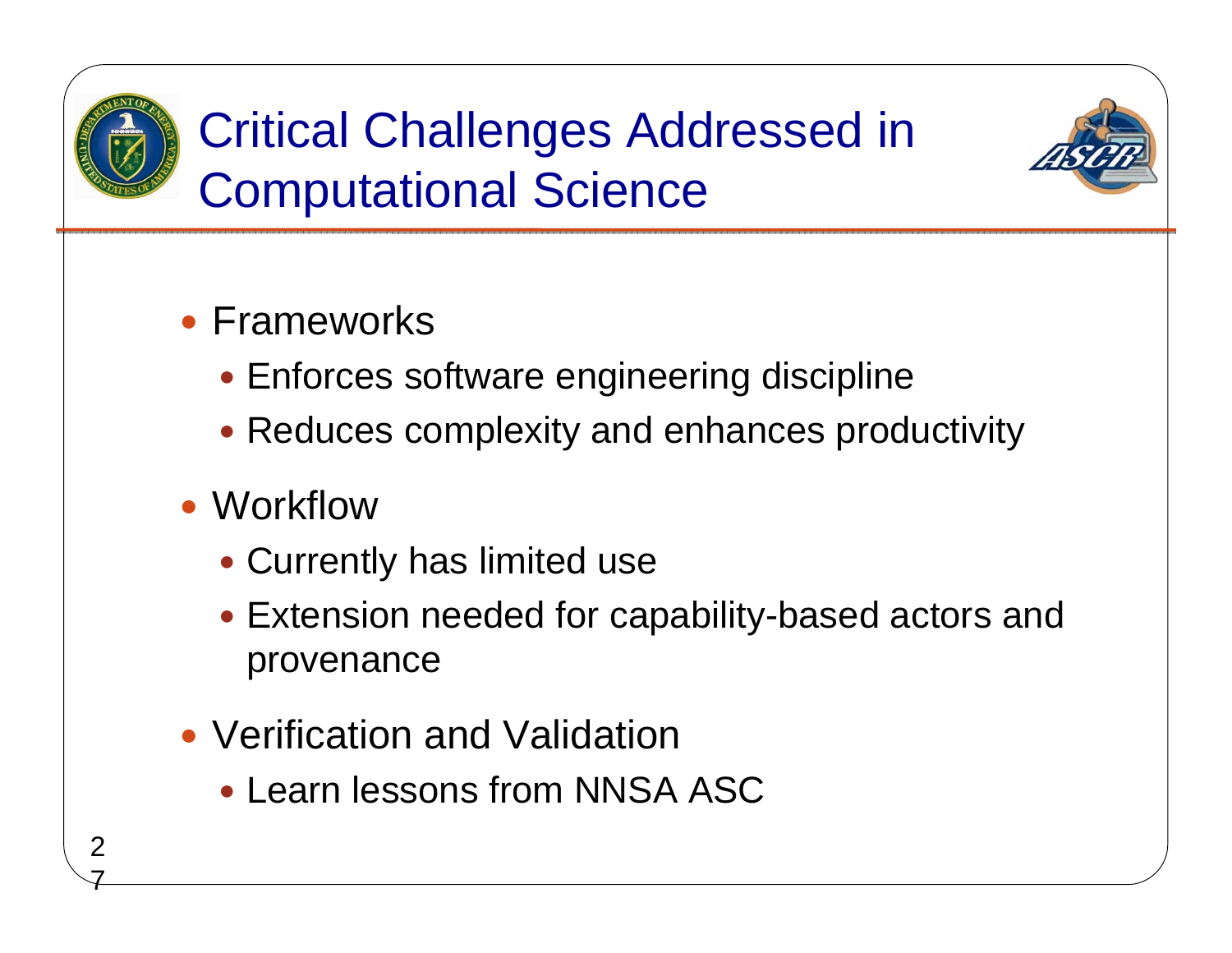# Critical Challenges Addressed in Computational Science

- Frameworks
  - Enforces software engineering discipline
  - Reduces complexity and enhances productivity
- Workflow
  - Currently has limited use
  - Extension needed for capability-based actors and provenance
- Verification and Validation
  - Learn lessons from NNSA ASC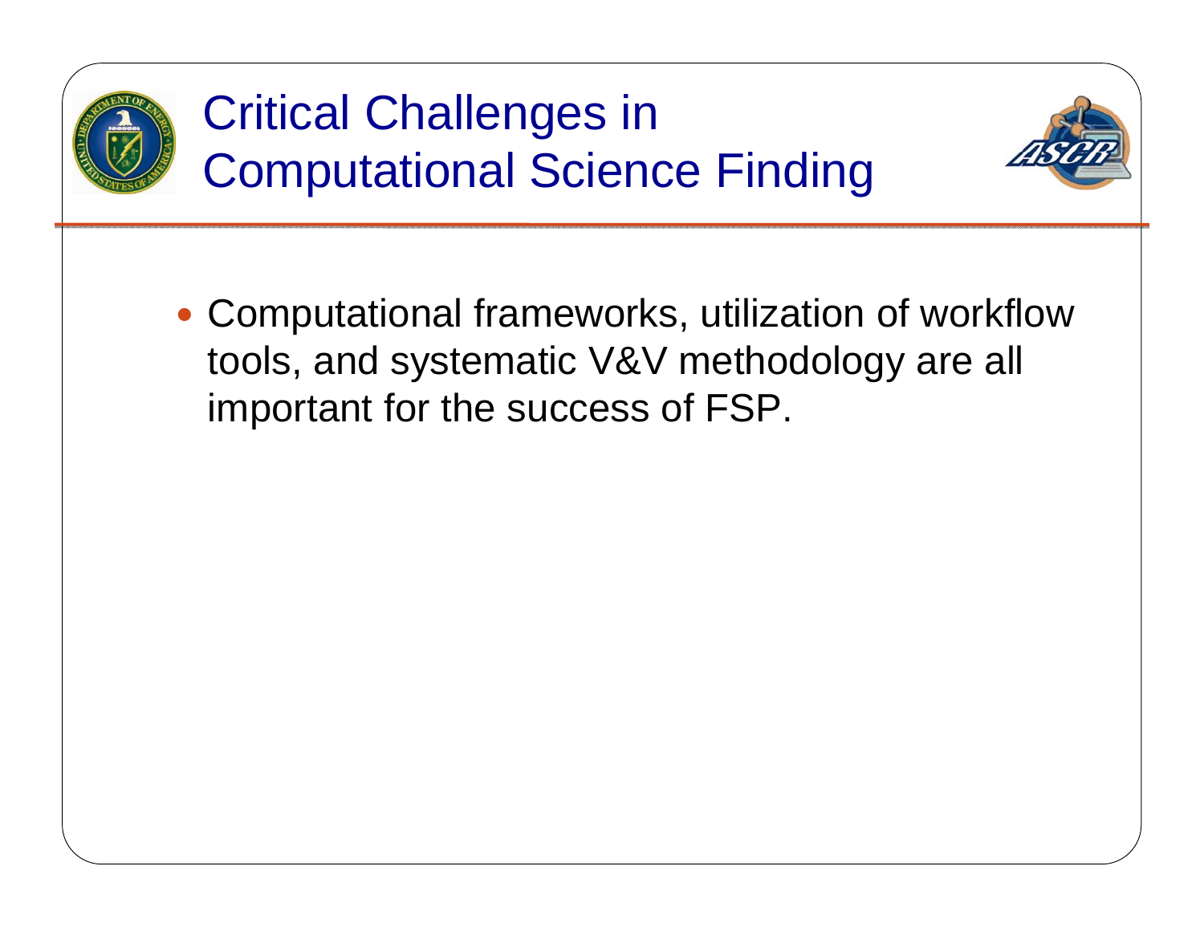# Critical Challenges in Computational Science Finding

- Computational frameworks, utilization of workflow tools, and systematic V&V methodology are all important for the success of FSP.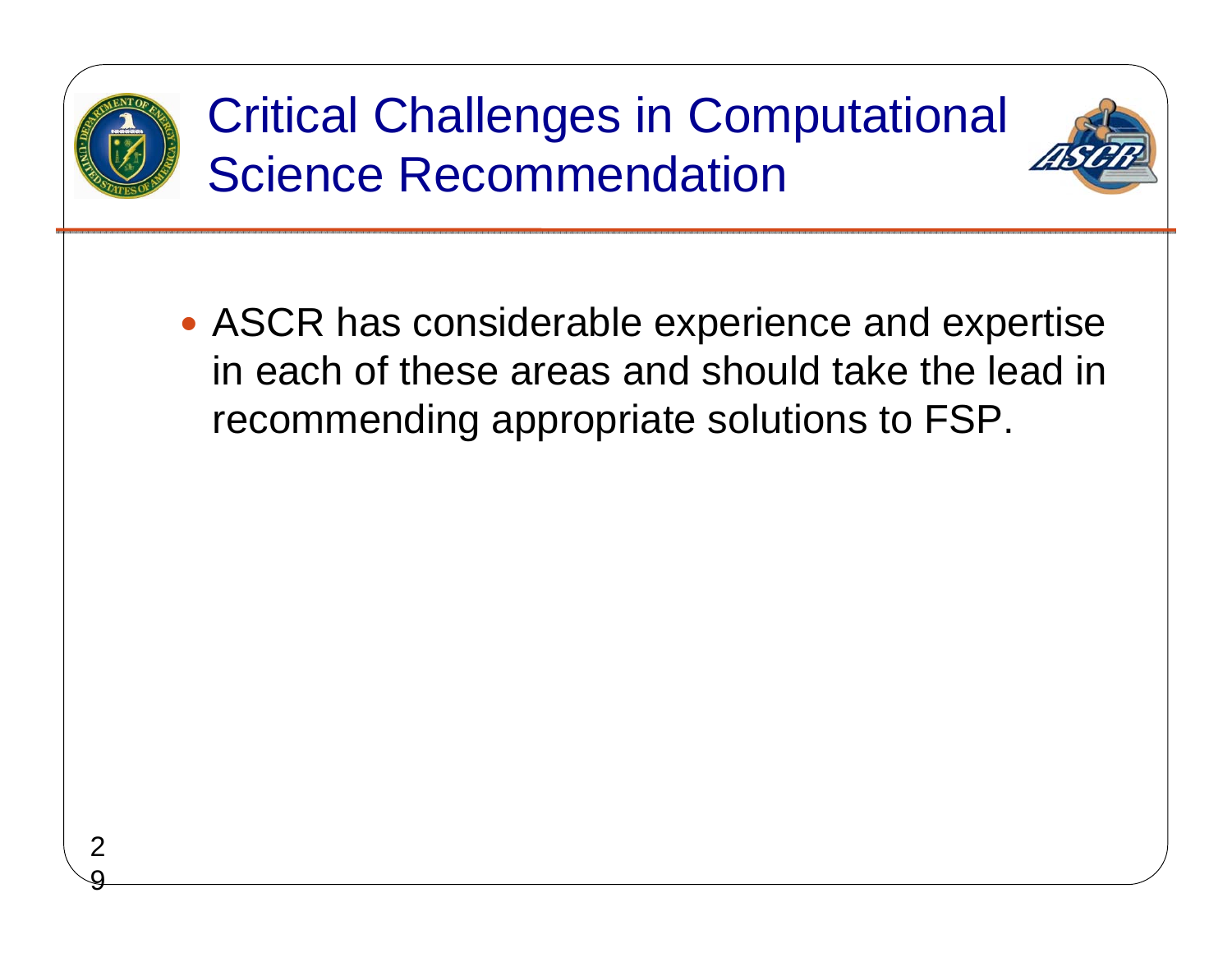# Critical Challenges in Computational Science Recommendation

- ASCR has considerable experience and expertise in each of these areas and should take the lead in recommending appropriate solutions to FSP.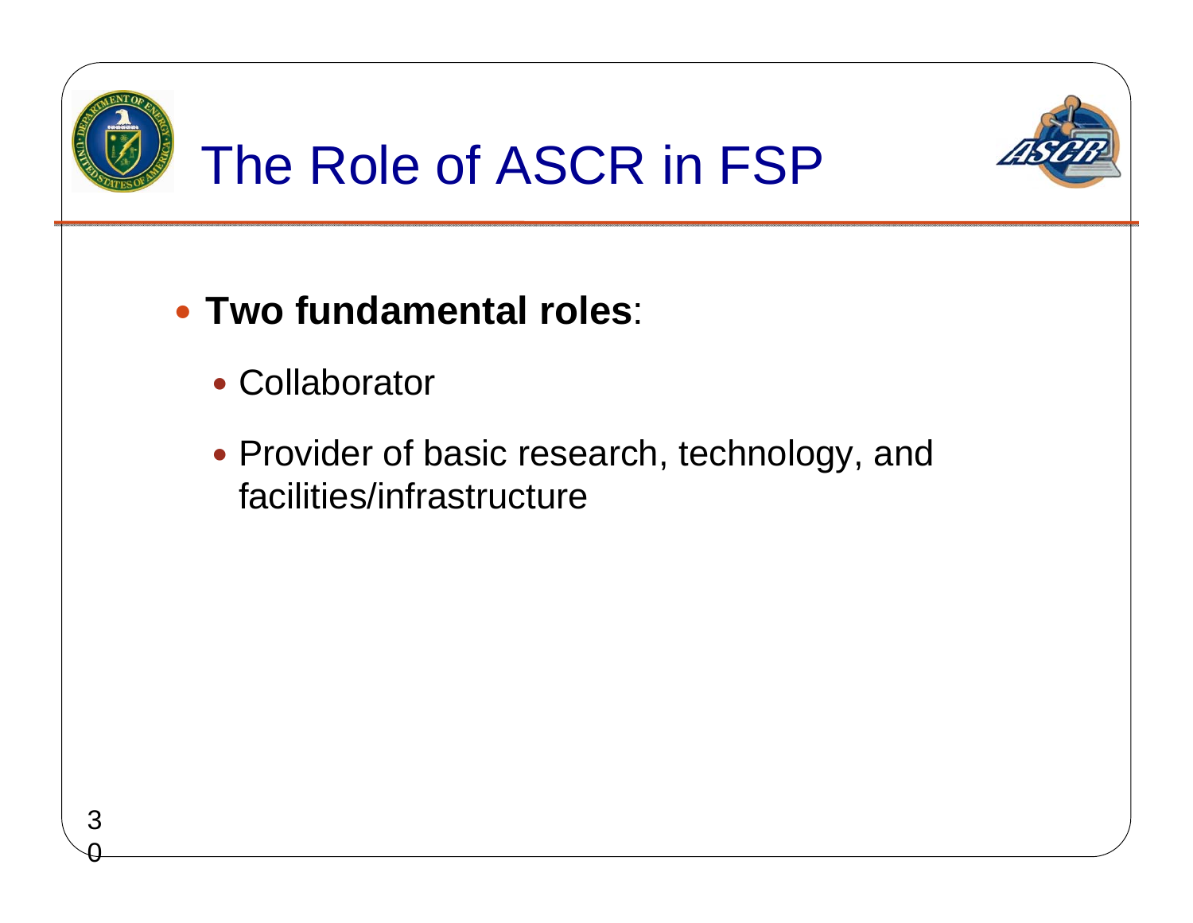# The Role of ASCR in FSP

- **Two fundamental roles**:
  - Collaborator
  - Provider of basic research, technology, and facilities/infrastructure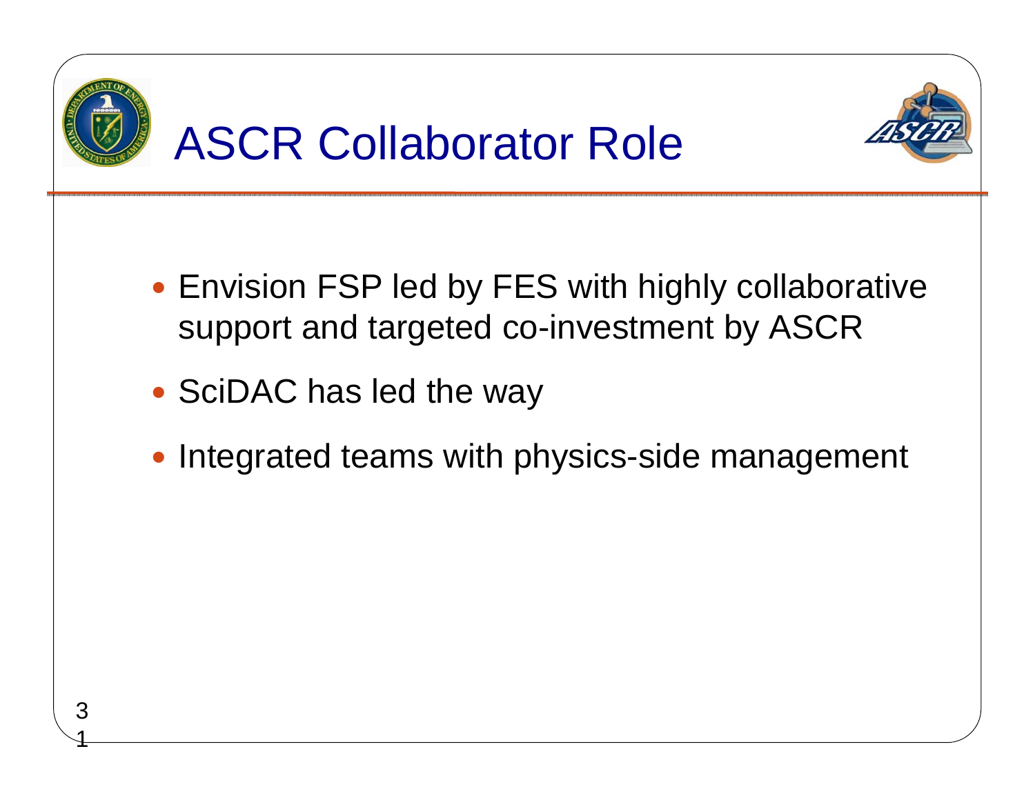# ASCR Collaborator Role

- Envision FSP led by FES with highly collaborative support and targeted co-investment by ASCR
- SciDAC has led the way
- Integrated teams with physics-side management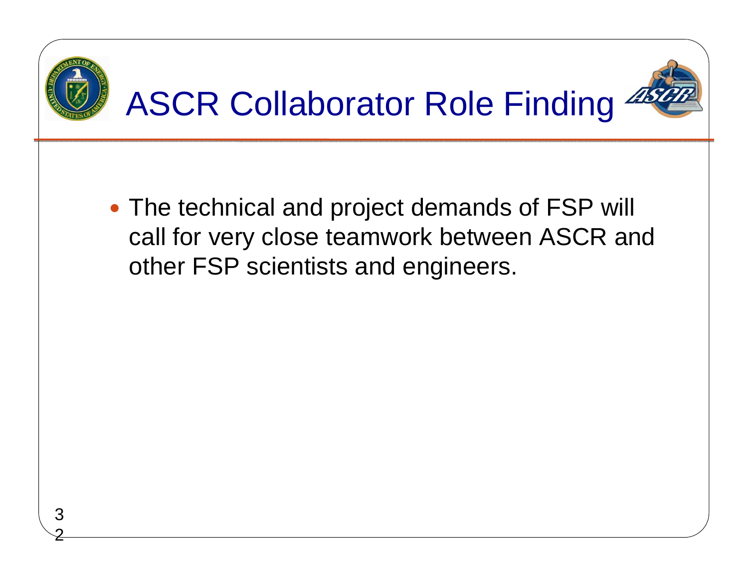# ASCR Collaborator Role Finding

- The technical and project demands of FSP will call for very close teamwork between ASCR and other FSP scientists and engineers.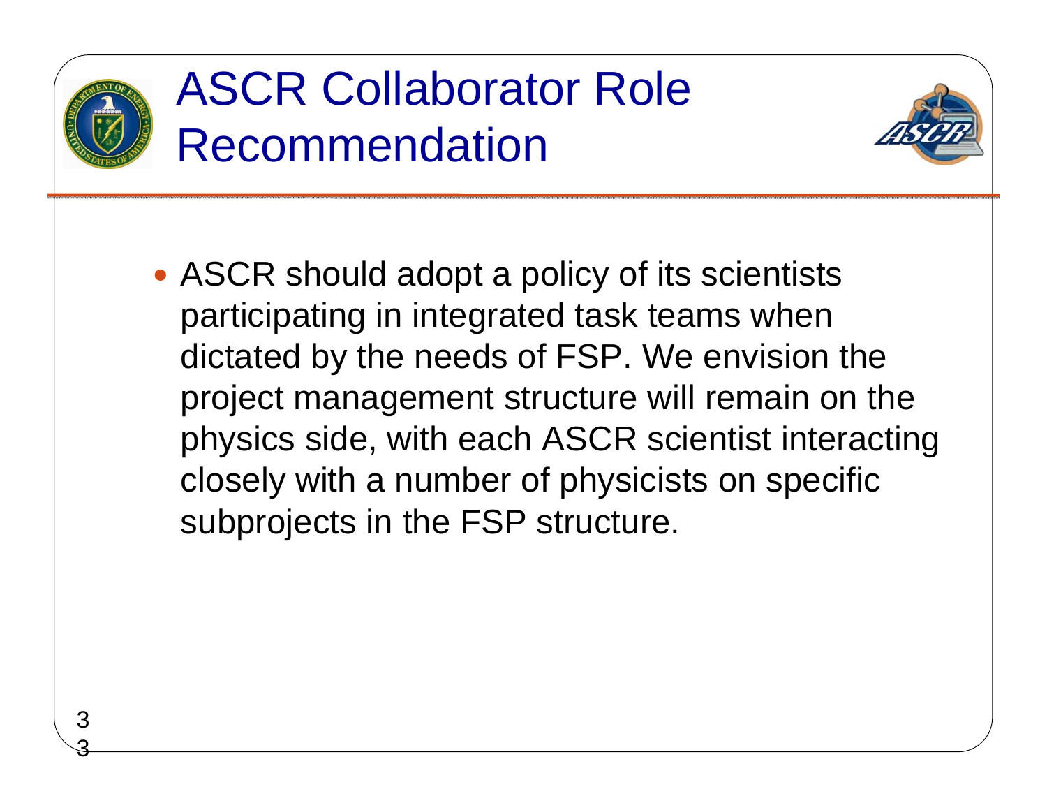# ASCR Collaborator Role Recommendation

- ASCR should adopt a policy of its scientists participating in integrated task teams when dictated by the needs of FSP. We envision the project management structure will remain on the physics side, with each ASCR scientist interacting closely with a number of physicists on specific subprojects in the FSP structure.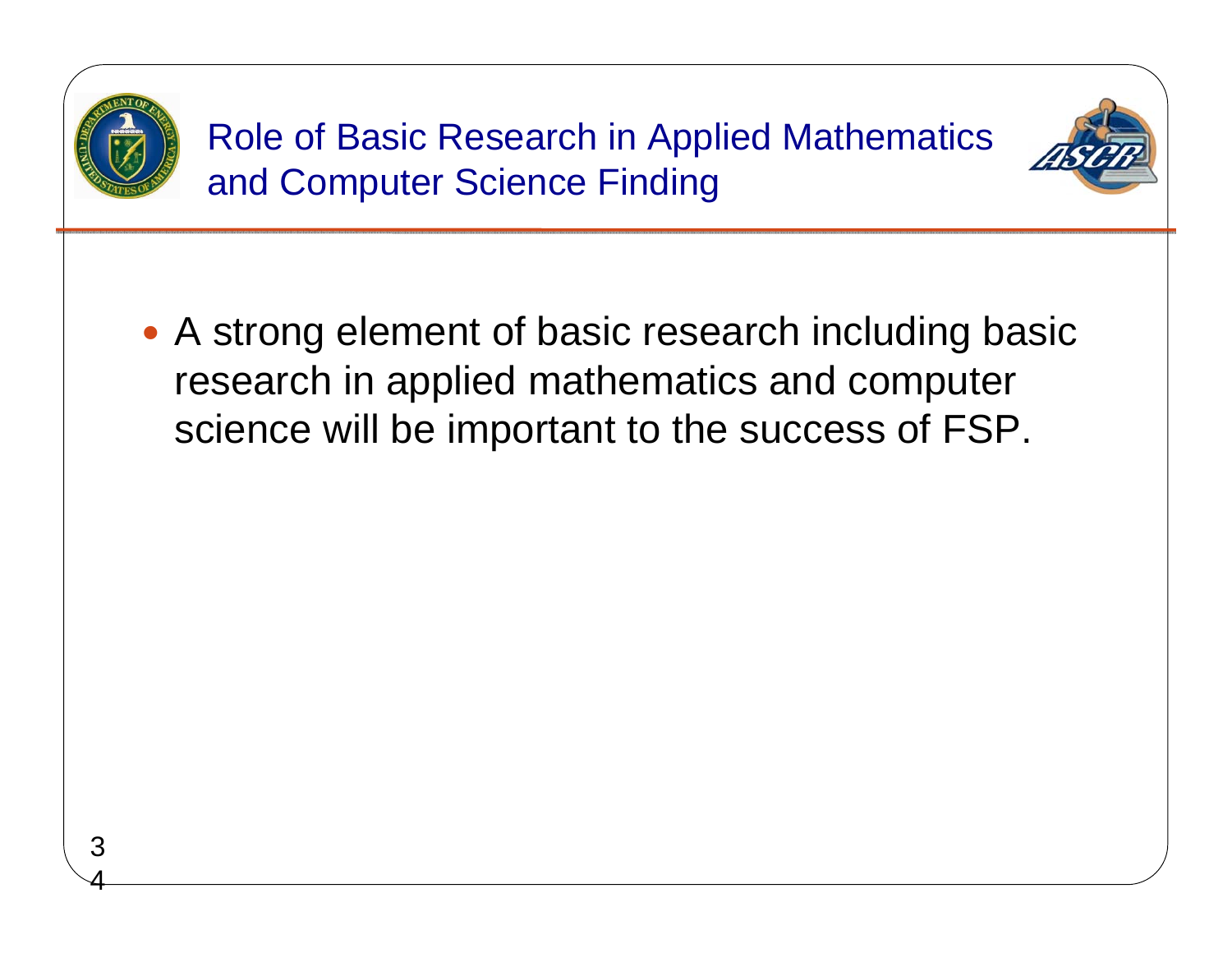# Role of Basic Research in Applied Mathematics and Computer Science Finding

- A strong element of basic research including basic research in applied mathematics and computer science will be important to the success of FSP.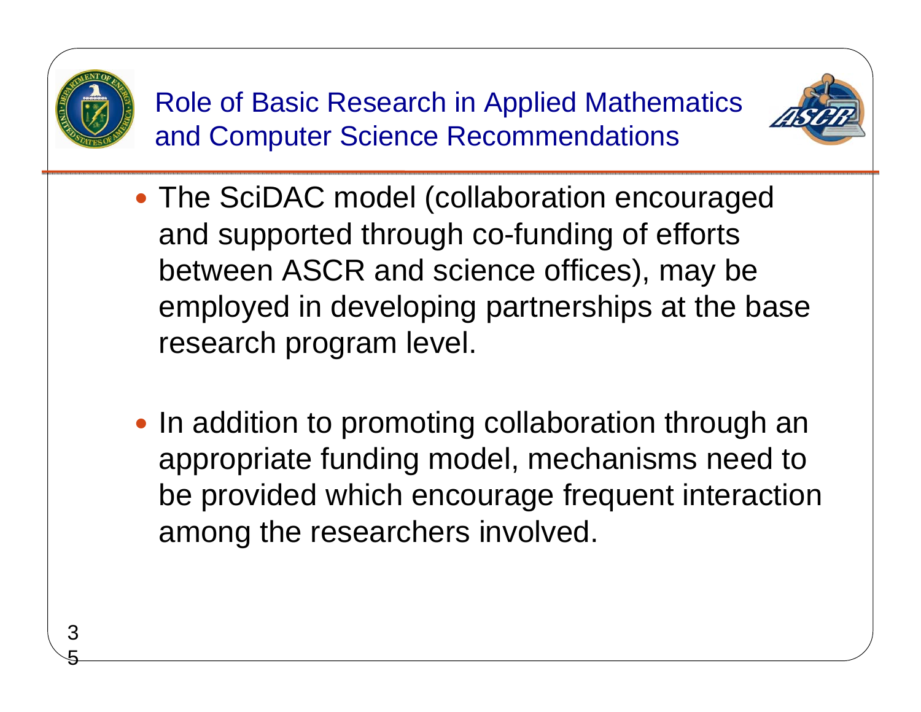# Role of Basic Research in Applied Mathematics and Computer Science Recommendations

- The SciDAC model (collaboration encouraged and supported through co-funding of efforts between ASCR and science offices), may be employed in developing partnerships at the base research program level.

- In addition to promoting collaboration through an appropriate funding model, mechanisms need to be provided which encourage frequent interaction among the researchers involved.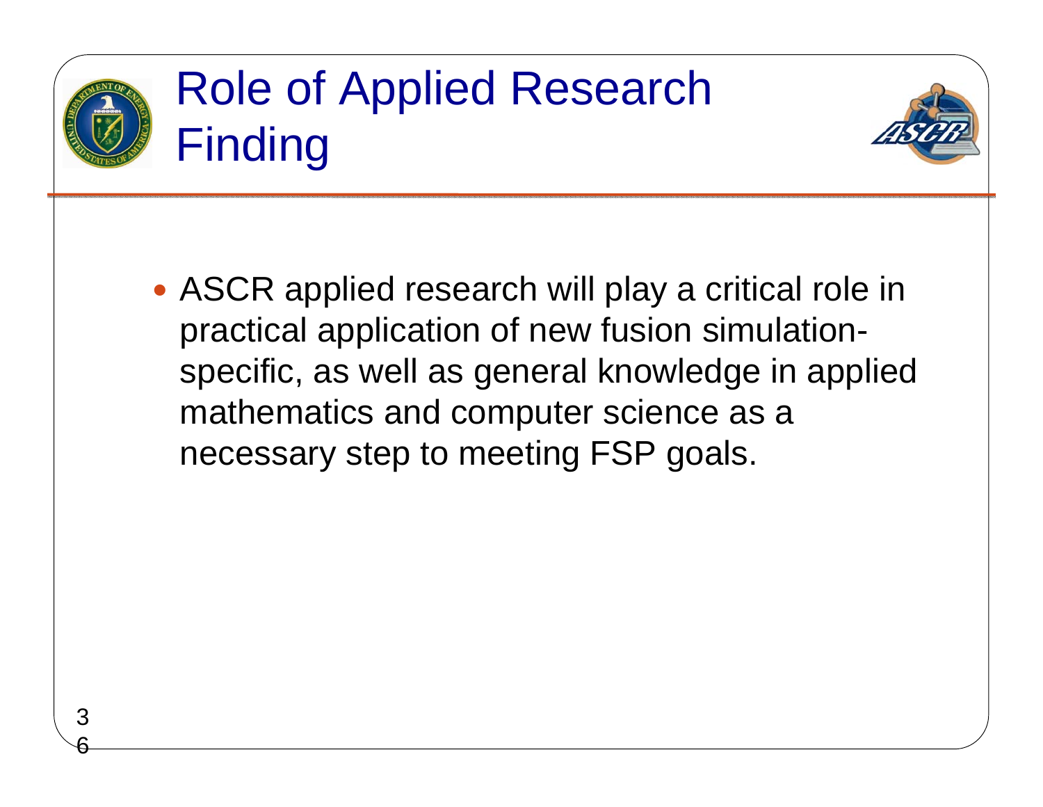# Role of Applied Research Finding

- ASCR applied research will play a critical role in practical application of new fusion simulation-specific, as well as general knowledge in applied mathematics and computer science as a necessary step to meeting FSP goals.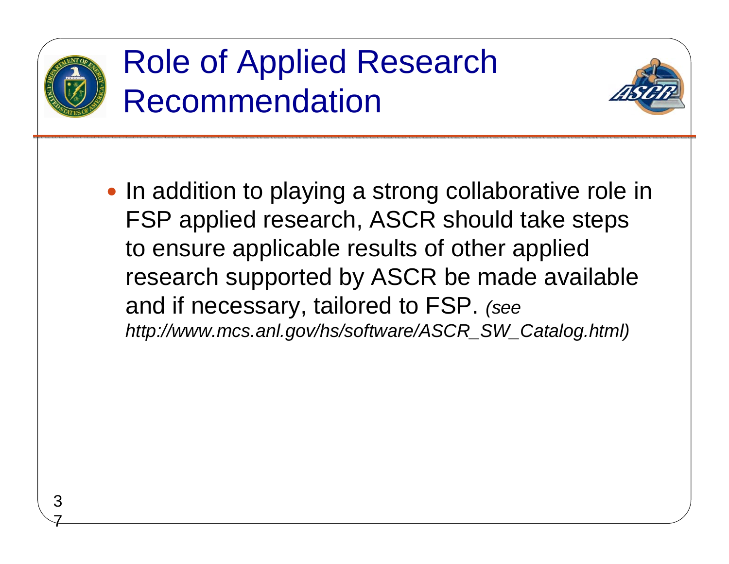# Role of Applied Research Recommendation

- In addition to playing a strong collaborative role in FSP applied research, ASCR should take steps to ensure applicable results of other applied research supported by ASCR be made available and if necessary, tailored to FSP. *(see http://www.mcs.anl.gov/hs/software/ASCR_SW_Catalog.html)*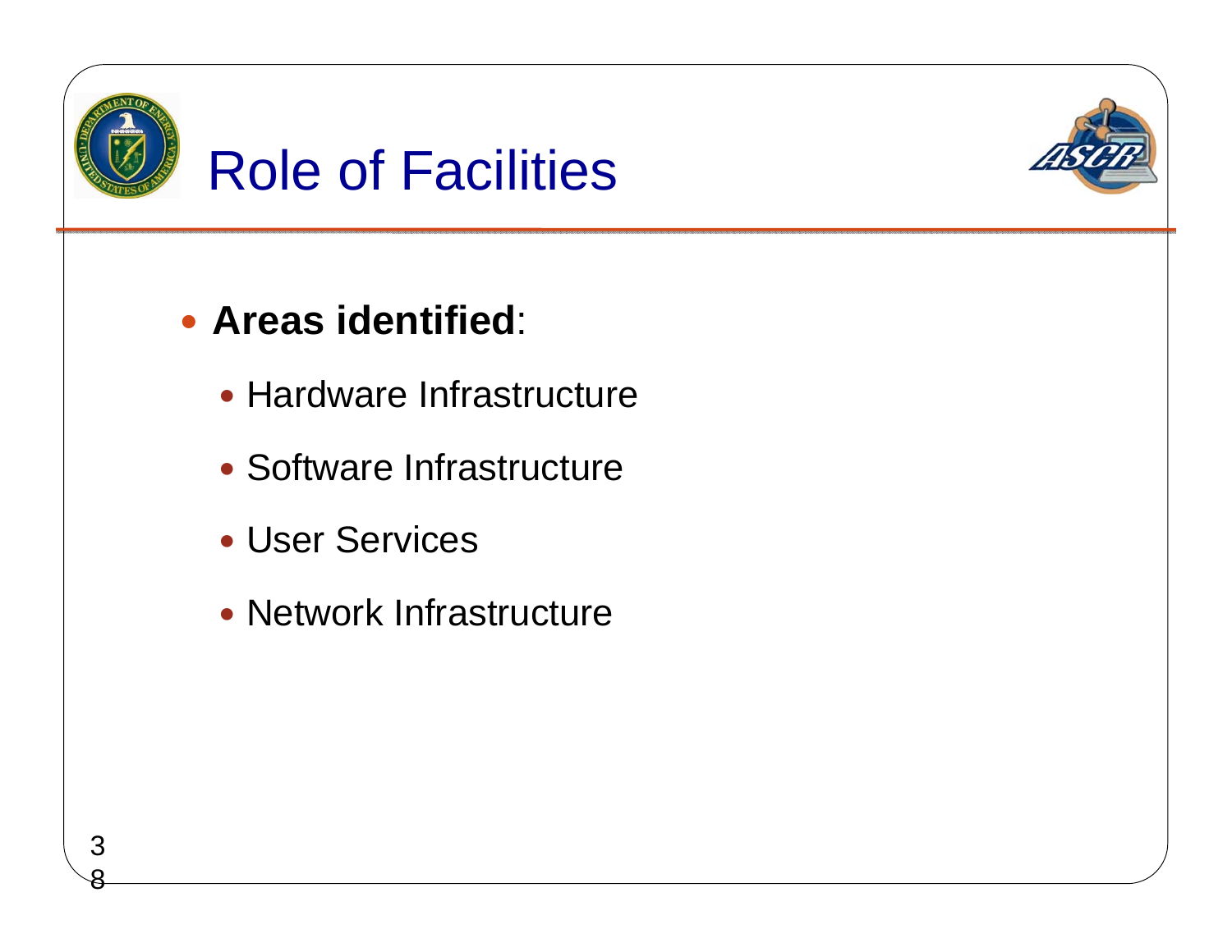# Role of Facilities

- **Areas identified**:
  - Hardware Infrastructure
  - Software Infrastructure
  - User Services
  - Network Infrastructure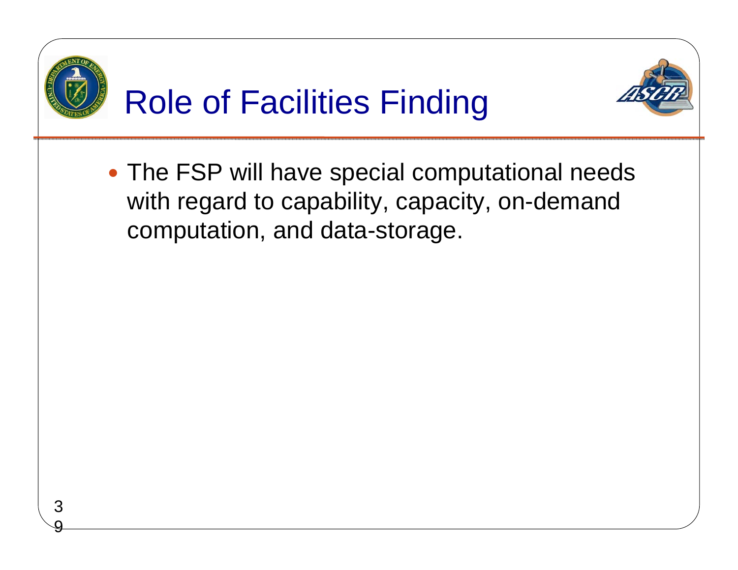# Role of Facilities Finding

- The FSP will have special computational needs with regard to capability, capacity, on-demand computation, and data-storage.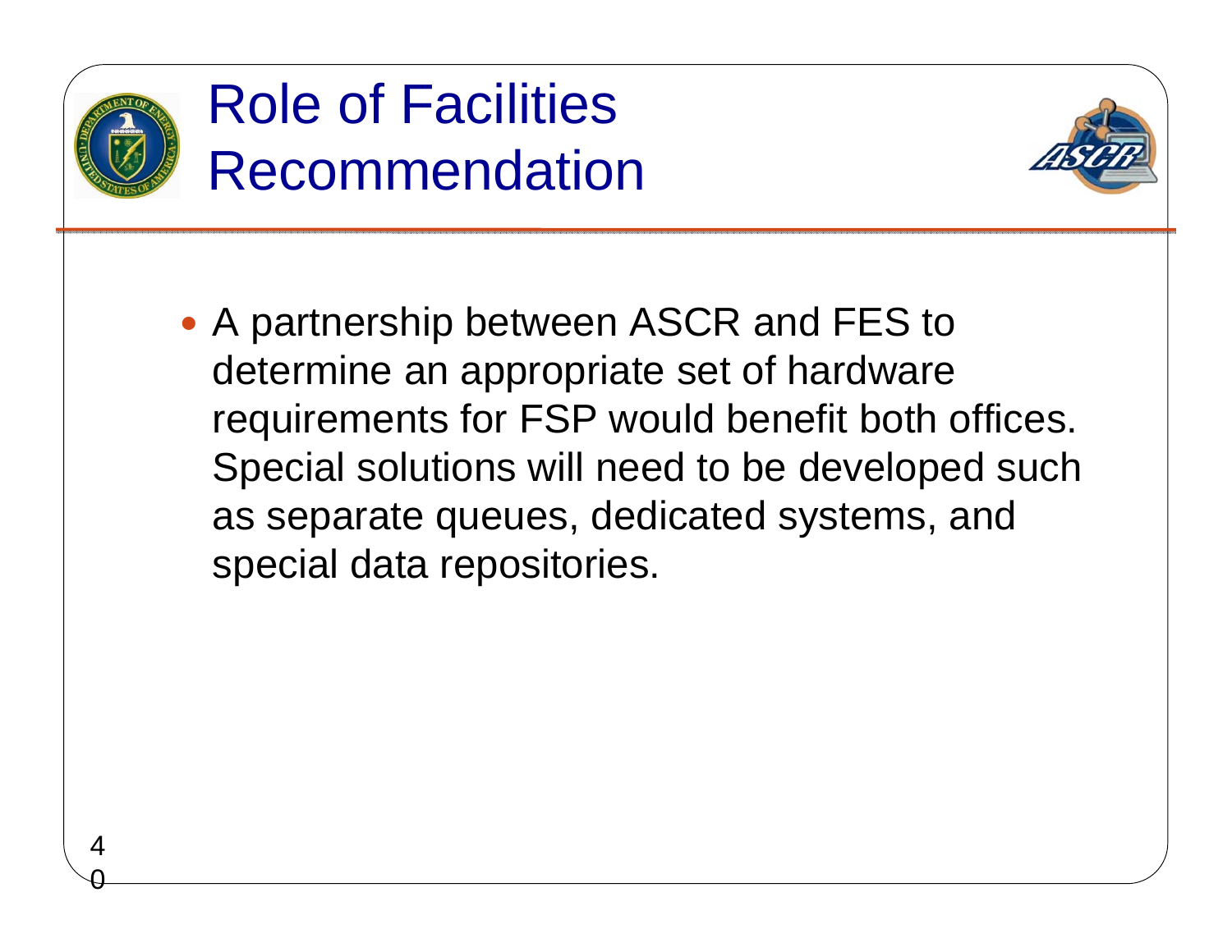# Role of Facilities Recommendation

- A partnership between ASCR and FES to determine an appropriate set of hardware requirements for FSP would benefit both offices. Special solutions will need to be developed such as separate queues, dedicated systems, and special data repositories.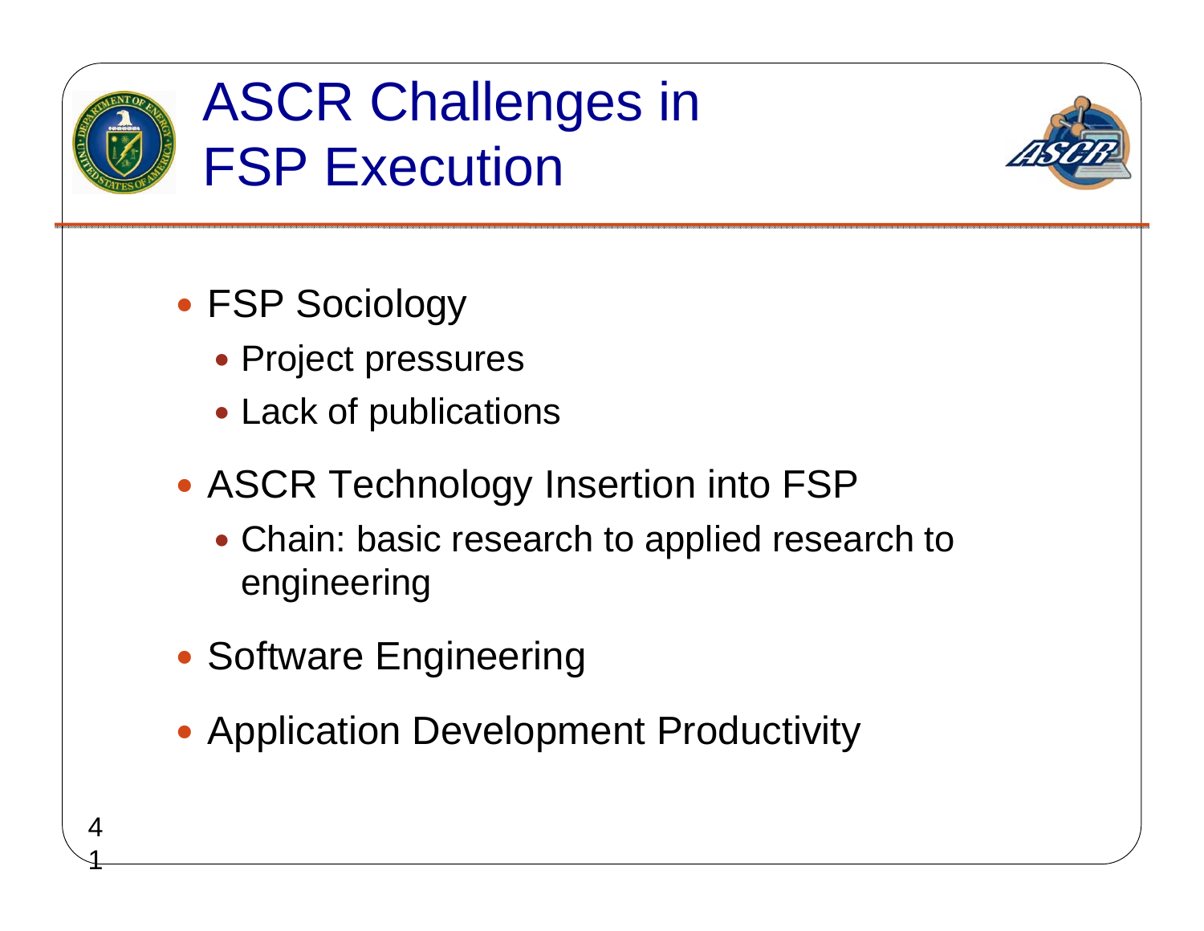# ASCR Challenges in FSP Execution

- FSP Sociology
  - Project pressures
  - Lack of publications
- ASCR Technology Insertion into FSP
  - Chain: basic research to applied research to engineering
- Software Engineering
- Application Development Productivity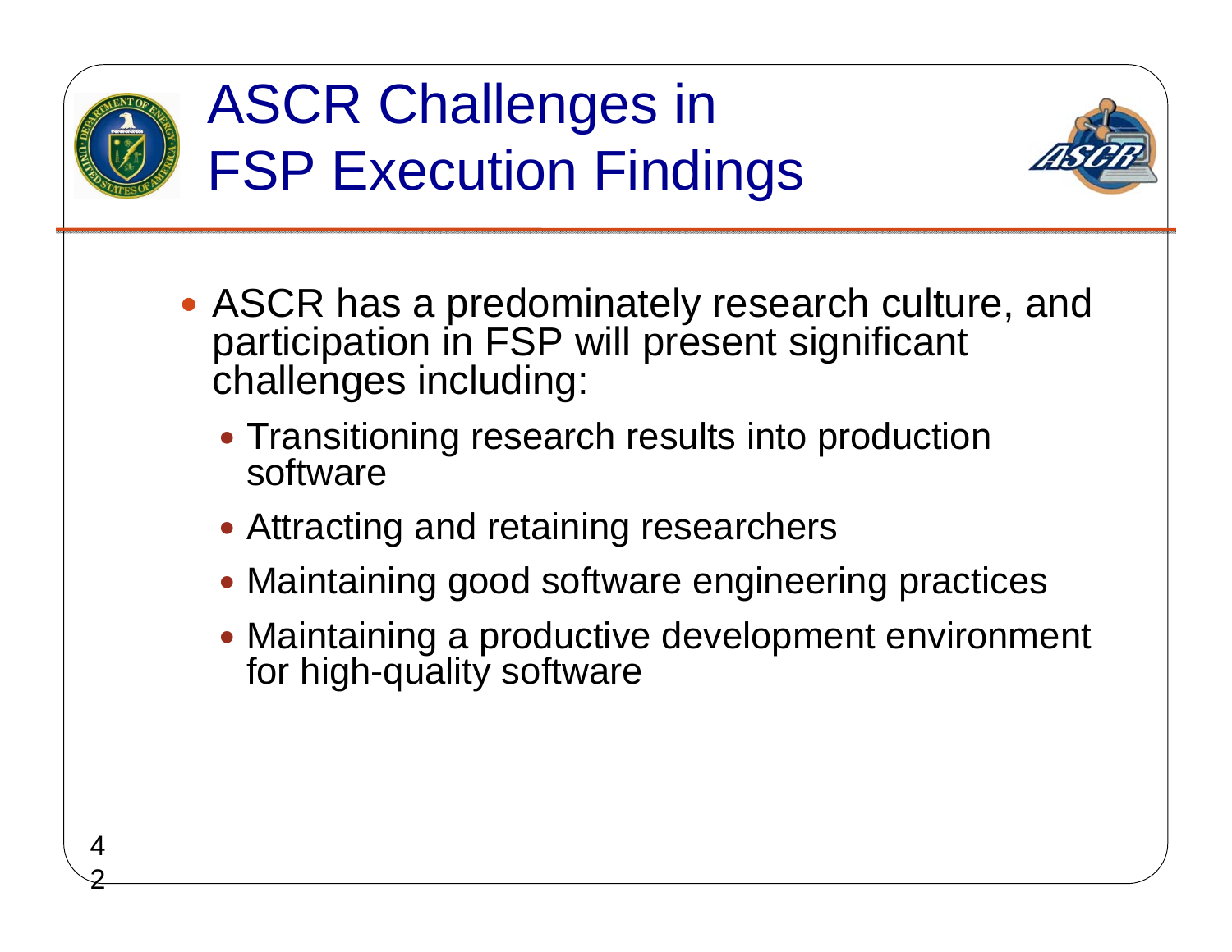# ASCR Challenges in FSP Execution Findings

- ASCR has a predominately research culture, and participation in FSP will present significant challenges including:
  - Transitioning research results into production software
  - Attracting and retaining researchers
  - Maintaining good software engineering practices
  - Maintaining a productive development environment for high-quality software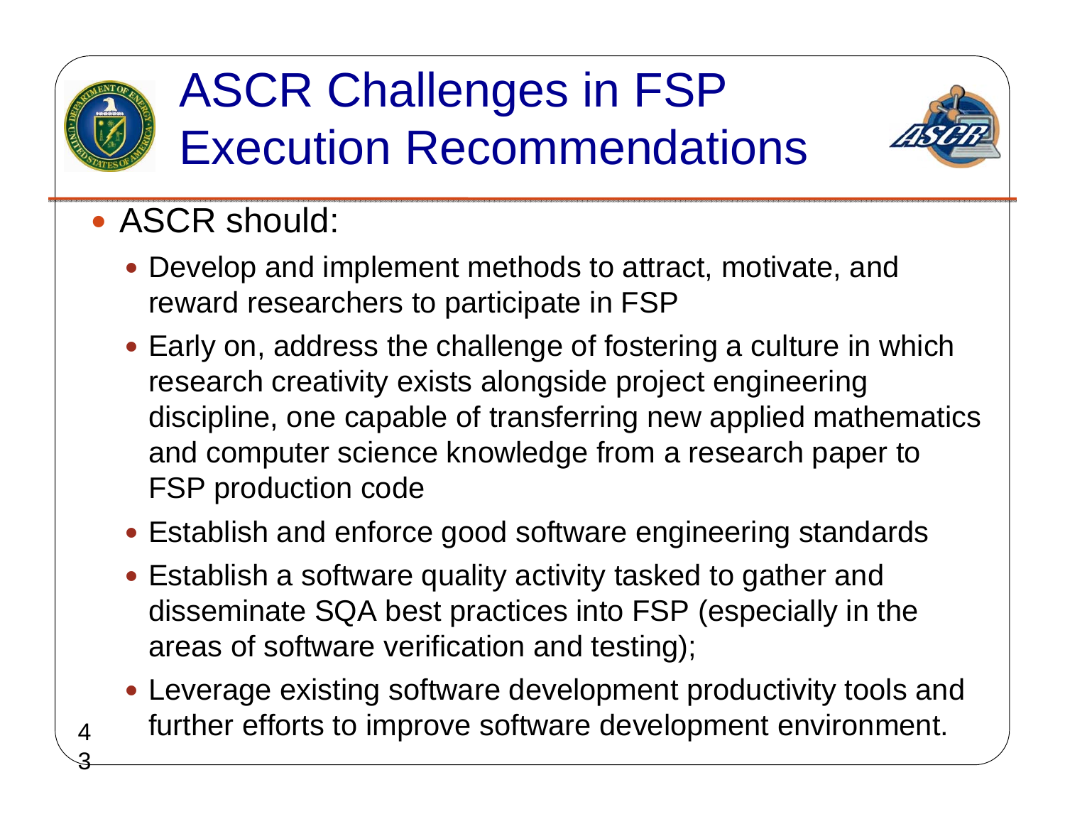# ASCR Challenges in FSP Execution Recommendations

- ASCR should:
  - Develop and implement methods to attract, motivate, and reward researchers to participate in FSP
  - Early on, address the challenge of fostering a culture in which research creativity exists alongside project engineering discipline, one capable of transferring new applied mathematics and computer science knowledge from a research paper to FSP production code
  - Establish and enforce good software engineering standards
  - Establish a software quality activity tasked to gather and disseminate SQA best practices into FSP (especially in the areas of software verification and testing);
  - Leverage existing software development productivity tools and further efforts to improve software development environment.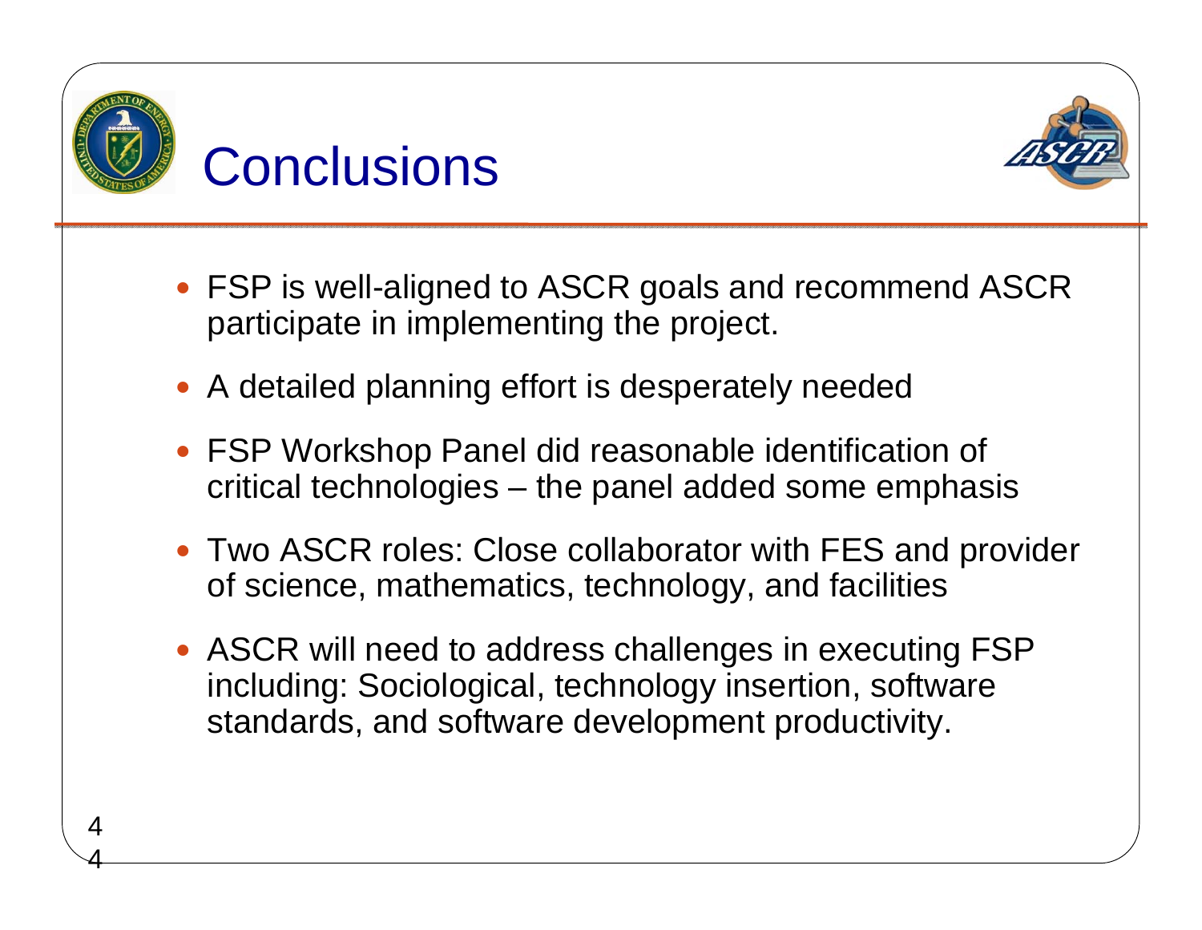# Conclusions

- FSP is well-aligned to ASCR goals and recommend ASCR participate in implementing the project.
- A detailed planning effort is desperately needed
- FSP Workshop Panel did reasonable identification of critical technologies – the panel added some emphasis
- Two ASCR roles: Close collaborator with FES and provider of science, mathematics, technology, and facilities
- ASCR will need to address challenges in executing FSP including: Sociological, technology insertion, software standards, and software development productivity.